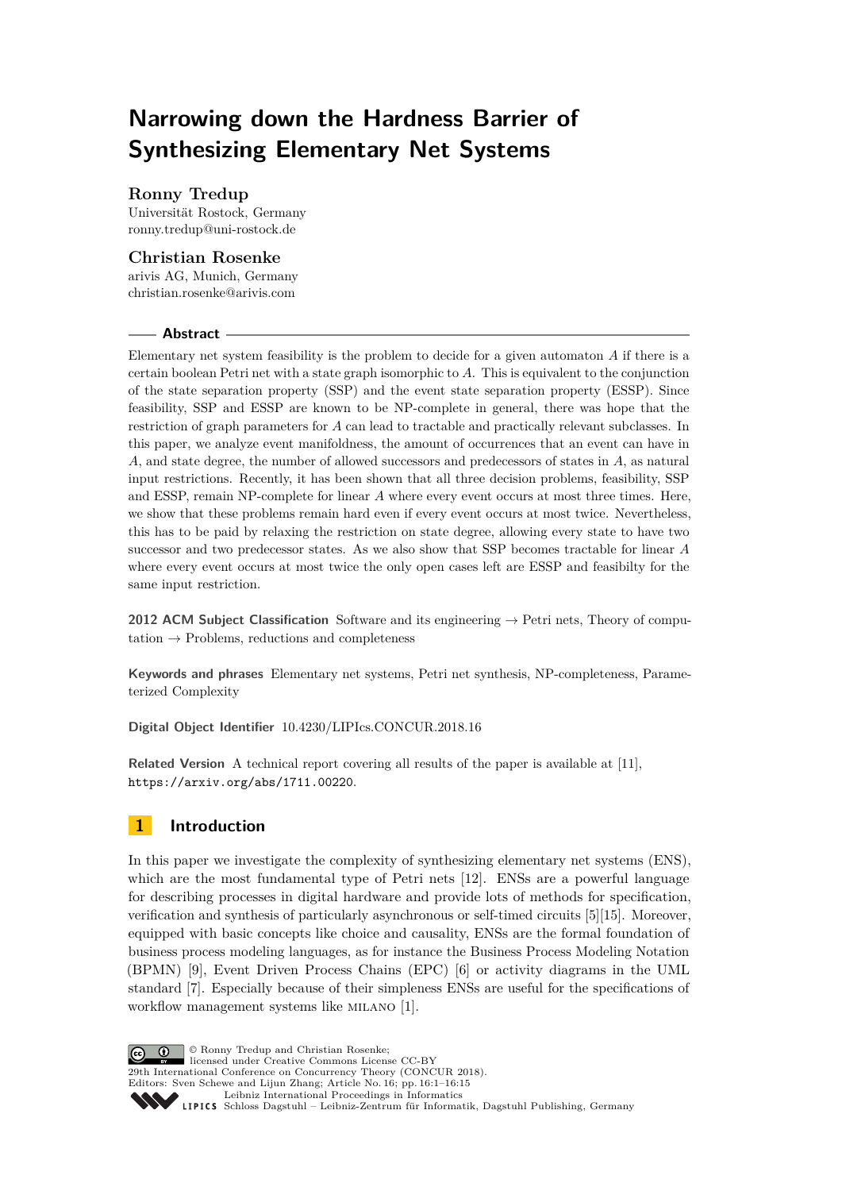# Narrowing down the Hardness Barrier of Synthesizing Elementary Net Systems

**Ronny Tredup**
Universität Rostock, Germany
ronny.tredup@uni-rostock.de

**Christian Rosenke**
arivis AG, Munich, Germany
christian.rosenke@arivis.com

## Abstract

Elementary net system feasibility is the problem to decide for a given automaton $A$ if there is a certain boolean Petri net with a state graph isomorphic to $A$. This is equivalent to the conjunction of the state separation property (SSP) and the event state separation property (ESSP). Since feasibility, SSP and ESSP are known to be NP-complete in general, there was hope that the restriction of graph parameters for $A$ can lead to tractable and practically relevant subclasses. In this paper, we analyze event manifoldness, the amount of occurrences that an event can have in $A$, and state degree, the number of allowed successors and predecessors of states in $A$, as natural input restrictions. Recently, it has been shown that all three decision problems, feasibility, SSP and ESSP, remain NP-complete for linear $A$ where every event occurs at most three times. Here, we show that these problems remain hard even if every event occurs at most twice. Nevertheless, this has to be paid by relaxing the restriction on state degree, allowing every state to have two successor and two predecessor states. As we also show that SSP becomes tractable for linear $A$ where every event occurs at most twice the only open cases left are ESSP and feasibilty for the same input restriction.

**2012 ACM Subject Classification** Software and its engineering → Petri nets, Theory of computation → Problems, reductions and completeness

**Keywords and phrases** Elementary net systems, Petri net synthesis, NP-completeness, Parameterized Complexity

**Digital Object Identifier** 10.4230/LIPIcs.CONCUR.2018.16

**Related Version** A technical report covering all results of the paper is available at [11], https://arxiv.org/abs/1711.00220.

## 1 Introduction

In this paper we investigate the complexity of synthesizing elementary net systems (ENS), which are the most fundamental type of Petri nets [12]. ENSs are a powerful language for describing processes in digital hardware and provide lots of methods for specification, verification and synthesis of particularly asynchronous or self-timed circuits [5][15]. Moreover, equipped with basic concepts like choice and causality, ENSs are the formal foundation of business process modeling languages, as for instance the Business Process Modeling Notation (BPMN) [9], Event Driven Process Chains (EPC) [6] or activity diagrams in the UML standard [7]. Especially because of their simpleness ENSs are useful for the specifications of workflow management systems like MILANO [1].

© Ronny Tredup and Christian Rosenke;
licensed under Creative Commons License CC-BY
29th International Conference on Concurrency Theory (CONCUR 2018).
Editors: Sven Schewe and Lijun Zhang; Article No. 16; pp. 16:1–16:15
Leibniz International Proceedings in Informatics
Schloss Dagstuhl – Leibniz-Zentrum für Informatik, Dagstuhl Publishing, Germany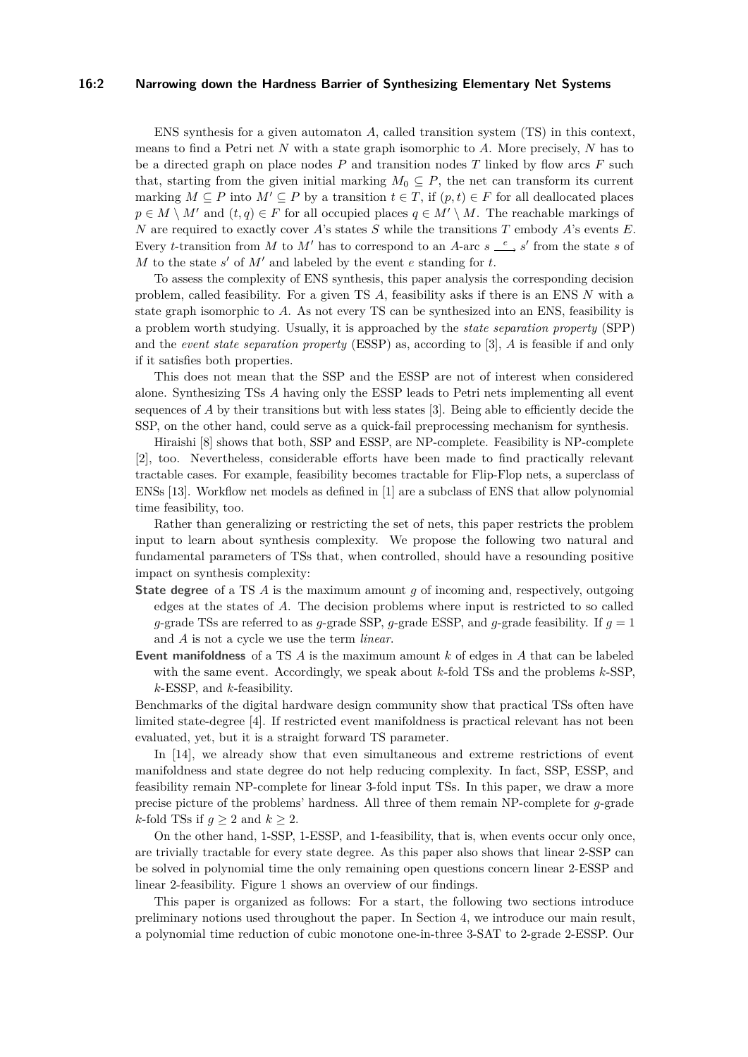ENS synthesis for a given automaton $A$, called transition system (TS) in this context, means to find a Petri net $N$ with a state graph isomorphic to $A$. More precisely, $N$ has to be a directed graph on place nodes $P$ and transition nodes $T$ linked by flow arcs $F$ such that, starting from the given initial marking $M_0 \subseteq P$, the net can transform its current marking $M \subseteq P$ into $M' \subseteq P$ by a transition $t \in T$, if $(p, t) \in F$ for all deallocated places $p \in M \setminus M'$ and $(t, q) \in F$ for all occupied places $q \in M' \setminus M$. The reachable markings of $N$ are required to exactly cover $A$'s states $S$ while the transitions $T$ embody $A$'s events $E$. Every $t$-transition from $M$ to $M'$ has to correspond to an $A$-arc $s \xrightarrow{e} s'$ from the state $s$ of $M$ to the state $s'$ of $M'$ and labeled by the event $e$ standing for $t$.

To assess the complexity of ENS synthesis, this paper analysis the corresponding decision problem, called feasibility. For a given TS $A$, feasibility asks if there is an ENS $N$ with a state graph isomorphic to $A$. As not every TS can be synthesized into an ENS, feasibility is a problem worth studying. Usually, it is approached by the *state separation property* (SPP) and the *event state separation property* (ESSP) as, according to [3], $A$ is feasible if and only if it satisfies both properties.

This does not mean that the SSP and the ESSP are not of interest when considered alone. Synthesizing TSs $A$ having only the ESSP leads to Petri nets implementing all event sequences of $A$ by their transitions but with less states [3]. Being able to efficiently decide the SSP, on the other hand, could serve as a quick-fail preprocessing mechanism for synthesis.

Hiraishi [8] shows that both, SSP and ESSP, are NP-complete. Feasibility is NP-complete [2], too. Nevertheless, considerable efforts have been made to find practically relevant tractable cases. For example, feasibility becomes tractable for Flip-Flop nets, a superclass of ENSs [13]. Workflow net models as defined in [1] are a subclass of ENS that allow polynomial time feasibility, too.

Rather than generalizing or restricting the set of nets, this paper restricts the problem input to learn about synthesis complexity. We propose the following two natural and fundamental parameters of TSs that, when controlled, should have a resounding positive impact on synthesis complexity:

**State degree** of a TS $A$ is the maximum amount $g$ of incoming and, respectively, outgoing edges at the states of $A$. The decision problems where input is restricted to so called $g$-grade TSs are referred to as $g$-grade SSP, $g$-grade ESSP, and $g$-grade feasibility. If $g = 1$ and $A$ is not a cycle we use the term *linear*.

**Event manifoldness** of a TS $A$ is the maximum amount $k$ of edges in $A$ that can be labeled with the same event. Accordingly, we speak about $k$-fold TSs and the problems $k$-SSP, $k$-ESSP, and $k$-feasibility.

Benchmarks of the digital hardware design community show that practical TSs often have limited state-degree [4]. If restricted event manifoldness is practical relevant has not been evaluated, yet, but it is a straight forward TS parameter.

In [14], we already show that even simultaneous and extreme restrictions of event manifoldness and state degree do not help reducing complexity. In fact, SSP, ESSP, and feasibility remain NP-complete for linear 3-fold input TSs. In this paper, we draw a more precise picture of the problems' hardness. All three of them remain NP-complete for $g$-grade $k$-fold TSs if $g \geq 2$ and $k \geq 2$.

On the other hand, 1-SSP, 1-ESSP, and 1-feasibility, that is, when events occur only once, are trivially tractable for every state degree. As this paper also shows that linear 2-SSP can be solved in polynomial time the only remaining open questions concern linear 2-ESSP and linear 2-feasibility. Figure 1 shows an overview of our findings.

This paper is organized as follows: For a start, the following two sections introduce preliminary notions used throughout the paper. In Section 4, we introduce our main result, a polynomial time reduction of cubic monotone one-in-three 3-SAT to 2-grade 2-ESSP. Our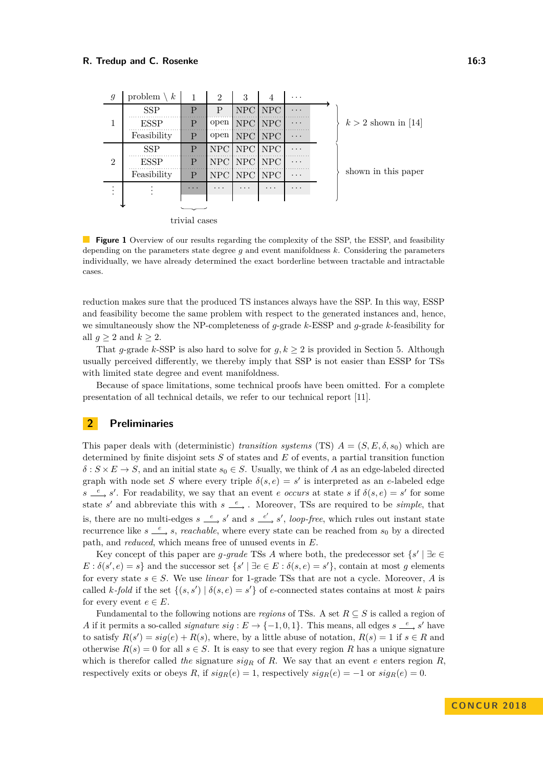| $g$ | problem \ $k$ | 1 | 2 | 3 | 4 | $\cdots$ |
|---|---|---|---|---|---|---|
| 1 | SSP | P | P | NPC | NPC | $\cdots$ |
| | ESSP | P | open | NPC | NPC | $\cdots$ |
| | Feasibility | P | open | NPC | NPC | $\cdots$ |
| 2 | SSP | P | NPC | NPC | NPC | $\cdots$ |
| | ESSP | P | NPC | NPC | NPC | $\cdots$ |
| | Feasibility | P | NPC | NPC | NPC | $\cdots$ |
| $\vdots$ | $\vdots$ | $\cdots$ | $\cdots$ | $\cdots$ | $\cdots$ | $\cdots$ |

$k > 2$ shown in [14]

shown in this paper

trivial cases

**Figure 1** Overview of our results regarding the complexity of the SSP, the ESSP, and feasibility depending on the parameters state degree $g$ and event manifoldness $k$. Considering the parameters individually, we have already determined the exact borderline between tractable and intractable cases.

reduction makes sure that the produced TS instances always have the SSP. In this way, ESSP and feasibility become the same problem with respect to the generated instances and, hence, we simultaneously show the NP-completeness of $g$-grade $k$-ESSP and $g$-grade $k$-feasibility for all $g \geq 2$ and $k \geq 2$.

That $g$-grade $k$-SSP is also hard to solve for $g, k \geq 2$ is provided in Section 5. Although usually perceived differently, we thereby imply that SSP is not easier than ESSP for TSs with limited state degree and event manifoldness.

Because of space limitations, some technical proofs have been omitted. For a complete presentation of all technical details, we refer to our technical report [11].

## 2 Preliminaries

This paper deals with (deterministic) *transition systems* (TS) $A = (S, E, \delta, s_0)$ which are determined by finite disjoint sets $S$ of states and $E$ of events, a partial transition function $\delta : S \times E \to S$, and an initial state $s_0 \in S$. Usually, we think of $A$ as an edge-labeled directed graph with node set $S$ where every triple $\delta(s, e) = s'$ is interpreted as an $e$-labeled edge $s \xrightarrow{e} s'$. For readability, we say that an event $e$ *occurs* at state $s$ if $\delta(s, e) = s'$ for some state $s'$ and abbreviate this with $s \xrightarrow{e}$. Moreover, TSs are required to be *simple*, that is, there are no multi-edges $s \xrightarrow{e} s'$ and $s \xrightarrow{e'} s'$, *loop-free*, which rules out instant state recurrence like $s \xrightarrow{e} s$, *reachable*, where every state can be reached from $s_0$ by a directed path, and *reduced*, which means free of unused events in $E$.

Key concept of this paper are *g-grade* TSs $A$ where both, the predecessor set $\{s' \mid \exists e \in E : \delta(s', e) = s\}$ and the successor set $\{s' \mid \exists e \in E : \delta(s, e) = s'\}$, contain at most $g$ elements for every state $s \in S$. We use *linear* for 1-grade TSs that are not a cycle. Moreover, $A$ is called *k-fold* if the set $\{(s, s') \mid \delta(s, e) = s'\}$ of $e$-connected states contains at most $k$ pairs for every event $e \in E$.

Fundamental to the following notions are *regions* of TSs. A set $R \subseteq S$ is called a region of $A$ if it permits a so-called *signature* $sig : E \to \{-1, 0, 1\}$. This means, all edges $s \xrightarrow{e} s'$ have to satisfy $R(s') = sig(e) + R(s)$, where, by a little abuse of notation, $R(s) = 1$ if $s \in R$ and otherwise $R(s) = 0$ for all $s \in S$. It is easy to see that every region $R$ has a unique signature which is therefor called *the* signature $sig_R$ of $R$. We say that an event $e$ enters region $R$, respectively exits or obeys $R$, if $sig_R(e) = 1$, respectively $sig_R(e) = -1$ or $sig_R(e) = 0$.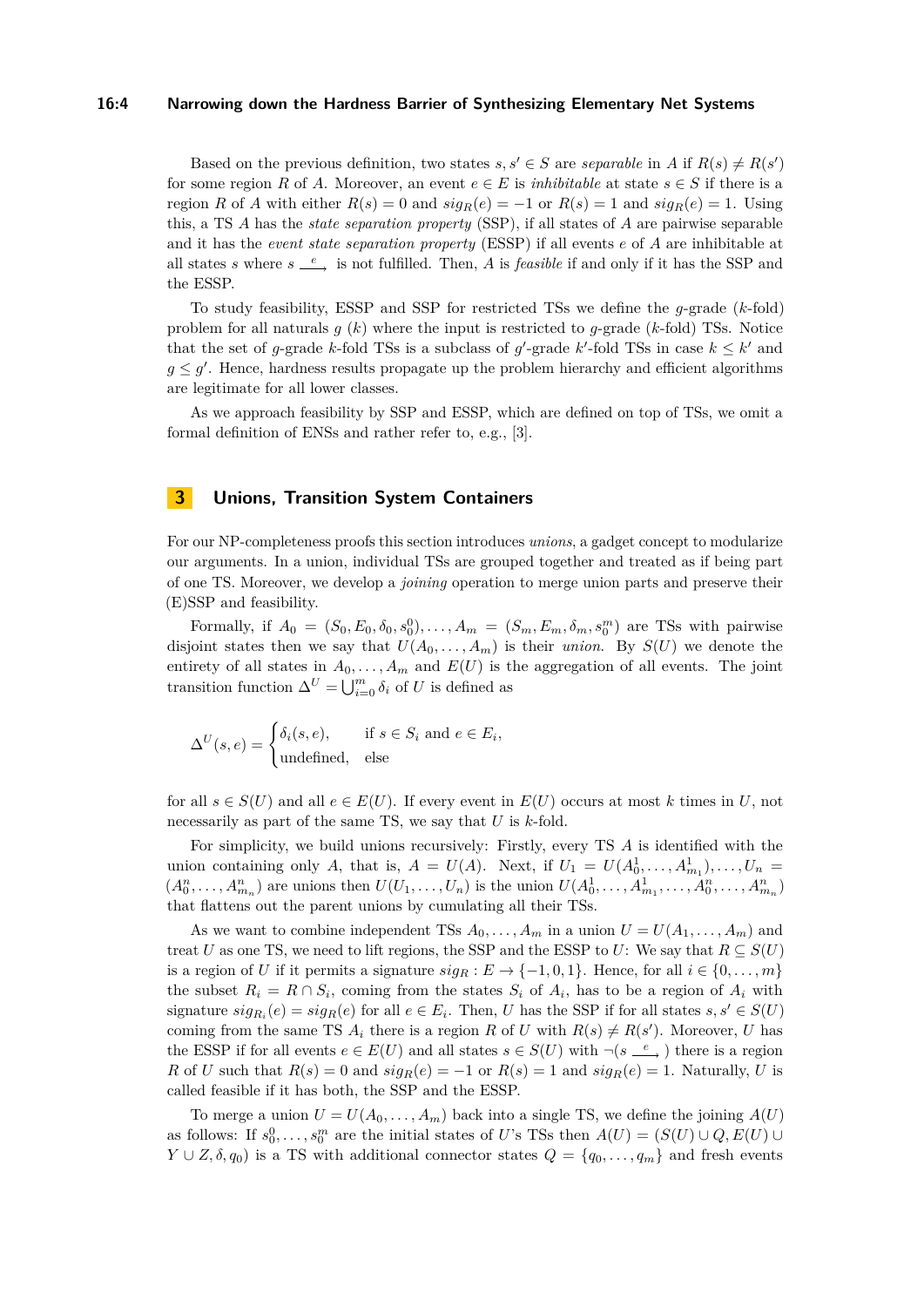Based on the previous definition, two states $s, s' \in S$ are *separable* in $A$ if $R(s) \neq R(s')$ for some region $R$ of $A$. Moreover, an event $e \in E$ is *inhibitable* at state $s \in S$ if there is a region $R$ of $A$ with either $R(s) = 0$ and $sig_R(e) = -1$ or $R(s) = 1$ and $sig_R(e) = 1$. Using this, a TS $A$ has the *state separation property* (SSP), if all states of $A$ are pairwise separable and it has the *event state separation property* (ESSP) if all events $e$ of $A$ are inhibitable at all states $s$ where $s \xrightarrow{e}$ is not fulfilled. Then, $A$ is *feasible* if and only if it has the SSP and the ESSP.

To study feasibility, ESSP and SSP for restricted TSs we define the $g$-grade ($k$-fold) problem for all naturals $g$ ($k$) where the input is restricted to $g$-grade ($k$-fold) TSs. Notice that the set of $g$-grade $k$-fold TSs is a subclass of $g'$-grade $k'$-fold TSs in case $k \leq k'$ and $g \leq g'$. Hence, hardness results propagate up the problem hierarchy and efficient algorithms are legitimate for all lower classes.

As we approach feasibility by SSP and ESSP, which are defined on top of TSs, we omit a formal definition of ENSs and rather refer to, e.g., [3].

## 3 Unions, Transition System Containers

For our NP-completeness proofs this section introduces *unions*, a gadget concept to modularize our arguments. In a union, individual TSs are grouped together and treated as if being part of one TS. Moreover, we develop a *joining* operation to merge union parts and preserve their (E)SSP and feasibility.

Formally, if $A_0 = (S_0, E_0, \delta_0, s_0^0), \dots, A_m = (S_m, E_m, \delta_m, s_0^m)$ are TSs with pairwise disjoint states then we say that $U(A_0, \dots, A_m)$ is their *union*. By $S(U)$ we denote the entirety of all states in $A_0, \dots, A_m$ and $E(U)$ is the aggregation of all events. The joint transition function $\Delta^U = \bigcup_{i=0}^{m} \delta_i$ of $U$ is defined as

$$\Delta^U(s, e) = \begin{cases} \delta_i(s, e), & \text{if } s \in S_i \text{ and } e \in E_i, \\ \text{undefined}, & \text{else} \end{cases}$$

for all $s \in S(U)$ and all $e \in E(U)$. If every event in $E(U)$ occurs at most $k$ times in $U$, not necessarily as part of the same TS, we say that $U$ is $k$-fold.

For simplicity, we build unions recursively: Firstly, every TS $A$ is identified with the union containing only $A$, that is, $A = U(A)$. Next, if $U_1 = U(A_0^1, \dots, A_{m_1}^1), \dots, U_n = (A_0^n, \dots, A_{m_n}^n)$ are unions then $U(U_1, \dots, U_n)$ is the union $U(A_0^1, \dots, A_{m_1}^1, \dots, A_0^n, \dots, A_{m_n}^n)$ that flattens out the parent unions by cumulating all their TSs.

As we want to combine independent TSs $A_0, \dots, A_m$ in a union $U = U(A_1, \dots, A_m)$ and treat $U$ as one TS, we need to lift regions, the SSP and the ESSP to $U$: We say that $R \subseteq S(U)$ is a region of $U$ if it permits a signature $sig_R : E \to \{-1, 0, 1\}$. Hence, for all $i \in \{0, \dots, m\}$ the subset $R_i = R \cap S_i$, coming from the states $S_i$ of $A_i$, has to be a region of $A_i$ with signature $sig_{R_i}(e) = sig_R(e)$ for all $e \in E_i$. Then, $U$ has the SSP if for all states $s, s' \in S(U)$ coming from the same TS $A_i$ there is a region $R$ of $U$ with $R(s) \neq R(s')$. Moreover, $U$ has the ESSP if for all events $e \in E(U)$ and all states $s \in S(U)$ with $\neg(s \xrightarrow{e})$ there is a region $R$ of $U$ such that $R(s) = 0$ and $sig_R(e) = -1$ or $R(s) = 1$ and $sig_R(e) = 1$. Naturally, $U$ is called feasible if it has both, the SSP and the ESSP.

To merge a union $U = U(A_0, \dots, A_m)$ back into a single TS, we define the joining $A(U)$ as follows: If $s_0^0, \dots, s_0^m$ are the initial states of $U$'s TSs then $A(U) = (S(U) \cup Q, E(U) \cup Y \cup Z, \delta, q_0)$ is a TS with additional connector states $Q = \{q_0, \dots, q_m\}$ and fresh events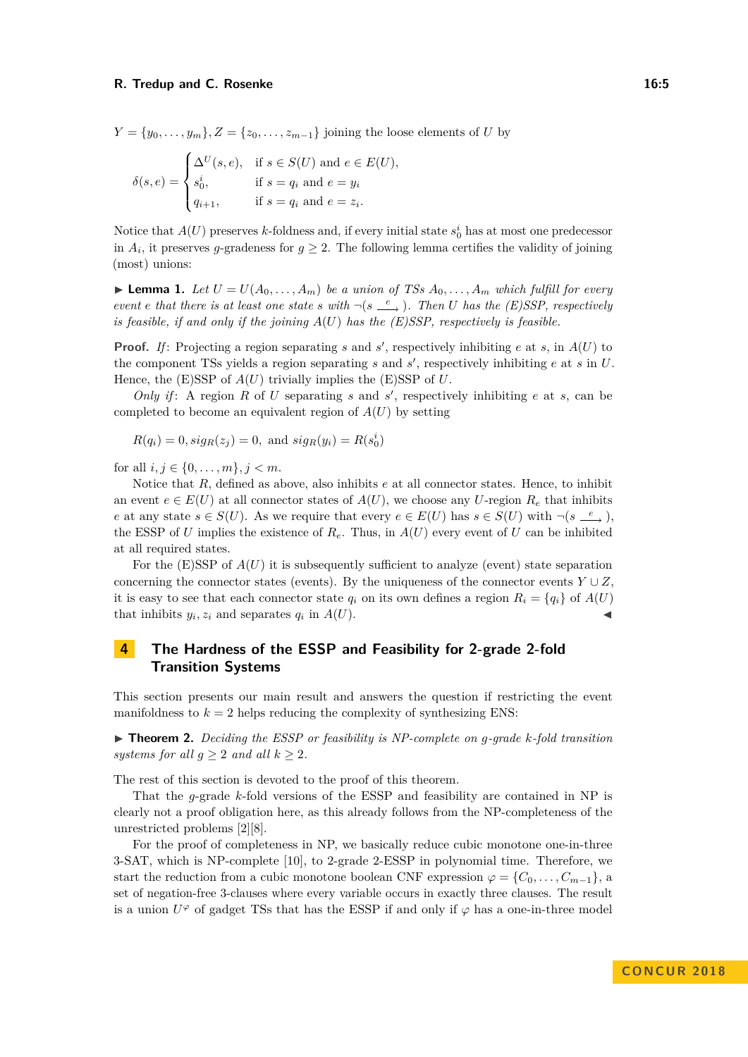$Y = \{y_0, \dots, y_m\}, Z = \{z_0, \dots, z_{m-1}\}$ joining the loose elements of $U$ by

$$\delta(s, e) = \begin{cases} \Delta^U(s, e), & \text{if } s \in S(U) \text{ and } e \in E(U), \\ s_0^i, & \text{if } s = q_i \text{ and } e = y_i \\ q_{i+1}, & \text{if } s = q_i \text{ and } e = z_i. \end{cases}$$

Notice that $A(U)$ preserves $k$-foldness and, if every initial state $s_0^i$ has at most one predecessor in $A_i$, it preserves $g$-gradeness for $g \geq 2$. The following lemma certifies the validity of joining (most) unions:

▶ **Lemma 1.** *Let $U = U(A_0, \dots, A_m)$ be a union of TSs $A_0, \dots, A_m$ which fulfill for every event $e$ that there is at least one state $s$ with $\neg(s \xrightarrow{e})$. Then $U$ has the (E)SSP, respectively is feasible, if and only if the joining $A(U)$ has the (E)SSP, respectively is feasible.*

**Proof.** *If*: Projecting a region separating $s$ and $s'$, respectively inhibiting $e$ at $s$, in $A(U)$ to the component TSs yields a region separating $s$ and $s'$, respectively inhibiting $e$ at $s$ in $U$. Hence, the (E)SSP of $A(U)$ trivially implies the (E)SSP of $U$.

*Only if*: A region $R$ of $U$ separating $s$ and $s'$, respectively inhibiting $e$ at $s$, can be completed to become an equivalent region of $A(U)$ by setting

$$R(q_i) = 0, sig_R(z_j) = 0, \text{ and } sig_R(y_i) = R(s_0^i)$$

for all $i, j \in \{0, \dots, m\}, j < m$.

Notice that $R$, defined as above, also inhibits $e$ at all connector states. Hence, to inhibit an event $e \in E(U)$ at all connector states of $A(U)$, we choose any $U$-region $R_e$ that inhibits $e$ at any state $s \in S(U)$. As we require that every $e \in E(U)$ has $s \in S(U)$ with $\neg(s \xrightarrow{e})$, the ESSP of $U$ implies the existence of $R_e$. Thus, in $A(U)$ every event of $U$ can be inhibited at all required states.

For the (E)SSP of $A(U)$ it is subsequently sufficient to analyze (event) state separation concerning the connector states (events). By the uniqueness of the connector events $Y \cup Z$, it is easy to see that each connector state $q_i$ on its own defines a region $R_i = \{q_i\}$ of $A(U)$ that inhibits $y_i, z_i$ and separates $q_i$ in $A(U)$. ◀

## 4 The Hardness of the ESSP and Feasibility for 2-grade 2-fold Transition Systems

This section presents our main result and answers the question if restricting the event manifoldness to $k = 2$ helps reducing the complexity of synthesizing ENS:

▶ **Theorem 2.** *Deciding the ESSP or feasibility is NP-complete on $g$-grade $k$-fold transition systems for all $g \geq 2$ and all $k \geq 2$.*

The rest of this section is devoted to the proof of this theorem.

That the $g$-grade $k$-fold versions of the ESSP and feasibility are contained in NP is clearly not a proof obligation here, as this already follows from the NP-completeness of the unrestricted problems [2][8].

For the proof of completeness in NP, we basically reduce cubic monotone one-in-three 3-SAT, which is NP-complete [10], to 2-grade 2-ESSP in polynomial time. Therefore, we start the reduction from a cubic monotone boolean CNF expression $\varphi = \{C_0, \dots, C_{m-1}\}$, a set of negation-free 3-clauses where every variable occurs in exactly three clauses. The result is a union $U^\varphi$ of gadget TSs that has the ESSP if and only if $\varphi$ has a one-in-three model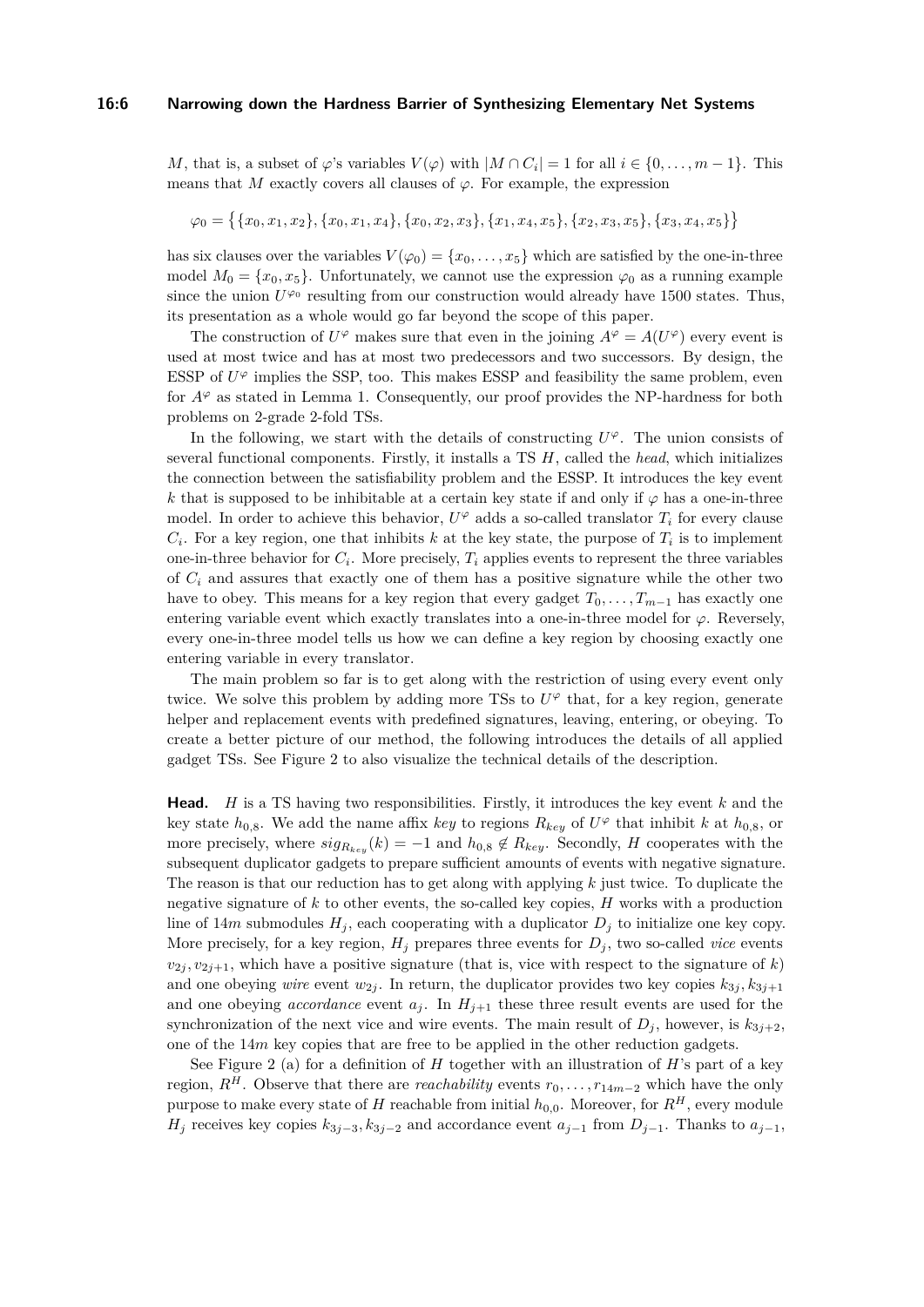$M$, that is, a subset of $\varphi$'s variables $V(\varphi)$ with $|M \cap C_i| = 1$ for all $i \in \{0, \dots, m-1\}$. This means that $M$ exactly covers all clauses of $\varphi$. For example, the expression

$$\varphi_0 = \big\{\{x_0, x_1, x_2\}, \{x_0, x_1, x_4\}, \{x_0, x_2, x_3\}, \{x_1, x_4, x_5\}, \{x_2, x_3, x_5\}, \{x_3, x_4, x_5\}\big\}$$

has six clauses over the variables $V(\varphi_0) = \{x_0, \dots, x_5\}$ which are satisfied by the one-in-three model $M_0 = \{x_0, x_5\}$. Unfortunately, we cannot use the expression $\varphi_0$ as a running example since the union $U^{\varphi_0}$ resulting from our construction would already have 1500 states. Thus, its presentation as a whole would go far beyond the scope of this paper.

The construction of $U^\varphi$ makes sure that even in the joining $A^\varphi = A(U^\varphi)$ every event is used at most twice and has at most two predecessors and two successors. By design, the ESSP of $U^\varphi$ implies the SSP, too. This makes ESSP and feasibility the same problem, even for $A^\varphi$ as stated in Lemma 1. Consequently, our proof provides the NP-hardness for both problems on 2-grade 2-fold TSs.

In the following, we start with the details of constructing $U^\varphi$. The union consists of several functional components. Firstly, it installs a TS $H$, called the *head*, which initializes the connection between the satisfiability problem and the ESSP. It introduces the key event $k$ that is supposed to be inhibitable at a certain key state if and only if $\varphi$ has a one-in-three model. In order to achieve this behavior, $U^\varphi$ adds a so-called translator $T_i$ for every clause $C_i$. For a key region, one that inhibits $k$ at the key state, the purpose of $T_i$ is to implement one-in-three behavior for $C_i$. More precisely, $T_i$ applies events to represent the three variables of $C_i$ and assures that exactly one of them has a positive signature while the other two have to obey. This means for a key region that every gadget $T_0, \dots, T_{m-1}$ has exactly one entering variable event which exactly translates into a one-in-three model for $\varphi$. Reversely, every one-in-three model tells us how we can define a key region by choosing exactly one entering variable in every translator.

The main problem so far is to get along with the restriction of using every event only twice. We solve this problem by adding more TSs to $U^\varphi$ that, for a key region, generate helper and replacement events with predefined signatures, leaving, entering, or obeying. To create a better picture of our method, the following introduces the details of all applied gadget TSs. See Figure 2 to also visualize the technical details of the description.

**Head.** $H$ is a TS having two responsibilities. Firstly, it introduces the key event $k$ and the key state $h_{0,8}$. We add the name affix *key* to regions $R_{key}$ of $U^\varphi$ that inhibit $k$ at $h_{0,8}$, or more precisely, where $sig_{R_{key}}(k) = -1$ and $h_{0,8} \notin R_{key}$. Secondly, $H$ cooperates with the subsequent duplicator gadgets to prepare sufficient amounts of events with negative signature. The reason is that our reduction has to get along with applying $k$ just twice. To duplicate the negative signature of $k$ to other events, the so-called key copies, $H$ works with a production line of $14m$ submodules $H_j$, each cooperating with a duplicator $D_j$ to initialize one key copy. More precisely, for a key region, $H_j$ prepares three events for $D_j$, two so-called *vice* events $v_{2j}, v_{2j+1}$, which have a positive signature (that is, vice with respect to the signature of $k$) and one obeying *wire* event $w_{2j}$. In return, the duplicator provides two key copies $k_{3j}, k_{3j+1}$ and one obeying *accordance* event $a_j$. In $H_{j+1}$ these three result events are used for the synchronization of the next vice and wire events. The main result of $D_j$, however, is $k_{3j+2}$, one of the $14m$ key copies that are free to be applied in the other reduction gadgets.

See Figure 2 (a) for a definition of $H$ together with an illustration of $H$'s part of a key region, $R^H$. Observe that there are *reachability* events $r_0, \dots, r_{14m-2}$ which have the only purpose to make every state of $H$ reachable from initial $h_{0,0}$. Moreover, for $R^H$, every module $H_j$ receives key copies $k_{3j-3}, k_{3j-2}$ and accordance event $a_{j-1}$ from $D_{j-1}$. Thanks to $a_{j-1}$,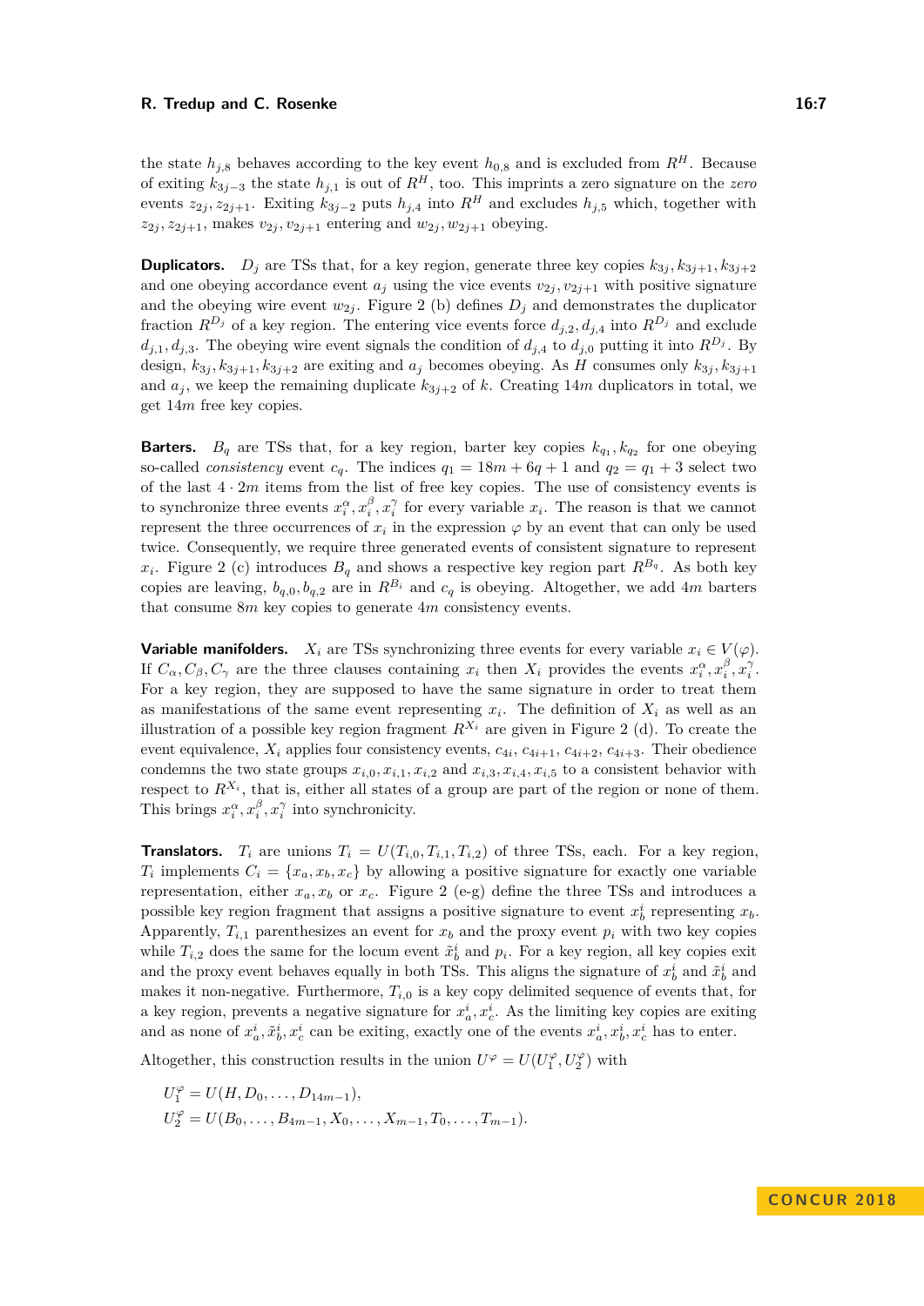the state $h_{j,8}$ behaves according to the key event $h_{0,8}$ and is excluded from $R^H$. Because of exiting $k_{3j-3}$ the state $h_{j,1}$ is out of $R^H$, too. This imprints a zero signature on the *zero* events $z_{2j}, z_{2j+1}$. Exiting $k_{3j-2}$ puts $h_{j,4}$ into $R^H$ and excludes $h_{j,5}$ which, together with $z_{2j}, z_{2j+1}$, makes $v_{2j}, v_{2j+1}$ entering and $w_{2j}, w_{2j+1}$ obeying.

**Duplicators.** $D_j$ are TSs that, for a key region, generate three key copies $k_{3j}, k_{3j+1}, k_{3j+2}$ and one obeying accordance event $a_j$ using the vice events $v_{2j}, v_{2j+1}$ with positive signature and the obeying wire event $w_{2j}$. Figure 2 (b) defines $D_j$ and demonstrates the duplicator fraction $R^{D_j}$ of a key region. The entering vice events force $d_{j,2}, d_{j,4}$ into $R^{D_j}$ and exclude $d_{j,1}, d_{j,3}$. The obeying wire event signals the condition of $d_{j,4}$ to $d_{j,0}$ putting it into $R^{D_j}$. By design, $k_{3j}, k_{3j+1}, k_{3j+2}$ are exiting and $a_j$ becomes obeying. As $H$ consumes only $k_{3j}, k_{3j+1}$ and $a_j$, we keep the remaining duplicate $k_{3j+2}$ of $k$. Creating $14m$ duplicators in total, we get $14m$ free key copies.

**Barters.** $B_q$ are TSs that, for a key region, barter key copies $k_{q_1}, k_{q_2}$ for one obeying so-called *consistency* event $c_q$. The indices $q_1 = 18m + 6q + 1$ and $q_2 = q_1 + 3$ select two of the last $4 \cdot 2m$ items from the list of free key copies. The use of consistency events is to synchronize three events $x_i^\alpha, x_i^\beta, x_i^\gamma$ for every variable $x_i$. The reason is that we cannot represent the three occurrences of $x_i$ in the expression $\varphi$ by an event that can only be used twice. Consequently, we require three generated events of consistent signature to represent $x_i$. Figure 2 (c) introduces $B_q$ and shows a respective key region part $R^{B_q}$. As both key copies are leaving, $b_{q,0}, b_{q,2}$ are in $R^{B_i}$ and $c_q$ is obeying. Altogether, we add $4m$ barters that consume $8m$ key copies to generate $4m$ consistency events.

**Variable manifolders.** $X_i$ are TSs synchronizing three events for every variable $x_i \in V(\varphi)$. If $C_\alpha, C_\beta, C_\gamma$ are the three clauses containing $x_i$ then $X_i$ provides the events $x_i^\alpha, x_i^\beta, x_i^\gamma$. For a key region, they are supposed to have the same signature in order to treat them as manifestations of the same event representing $x_i$. The definition of $X_i$ as well as an illustration of a possible key region fragment $R^{X_i}$ are given in Figure 2 (d). To create the event equivalence, $X_i$ applies four consistency events, $c_{4i}, c_{4i+1}, c_{4i+2}, c_{4i+3}$. Their obedience condemns the two state groups $x_{i,0}, x_{i,1}, x_{i,2}$ and $x_{i,3}, x_{i,4}, x_{i,5}$ to a consistent behavior with respect to $R^{X_i}$, that is, either all states of a group are part of the region or none of them. This brings $x_i^\alpha, x_i^\beta, x_i^\gamma$ into synchronicity.

**Translators.** $T_i$ are unions $T_i = U(T_{i,0}, T_{i,1}, T_{i,2})$ of three TSs, each. For a key region, $T_i$ implements $C_i = \{x_a, x_b, x_c\}$ by allowing a positive signature for exactly one variable representation, either $x_a, x_b$ or $x_c$. Figure 2 (e-g) define the three TSs and introduces a possible key region fragment that assigns a positive signature to event $x_b^i$ representing $x_b$. Apparently, $T_{i,1}$ parenthesizes an event for $x_b$ and the proxy event $p_i$ with two key copies while $T_{i,2}$ does the same for the locum event $\tilde{x}_b^i$ and $p_i$. For a key region, all key copies exit and the proxy event behaves equally in both TSs. This aligns the signature of $x_b^i$ and $\tilde{x}_b^i$ and makes it non-negative. Furthermore, $T_{i,0}$ is a key copy delimited sequence of events that, for a key region, prevents a negative signature for $x_a^i, x_c^i$. As the limiting key copies are exiting and as none of $x_a^i, \tilde{x}_b^i, x_c^i$ can be exiting, exactly one of the events $x_a^i, x_b^i, x_c^i$ has to enter.

Altogether, this construction results in the union $U^\varphi = U(U_1^\varphi, U_2^\varphi)$ with

$$U_1^\varphi = U(H, D_0, \ldots, D_{14m-1}),$$
$$U_2^\varphi = U(B_0, \ldots, B_{4m-1}, X_0, \ldots, X_{m-1}, T_0, \ldots, T_{m-1}).$$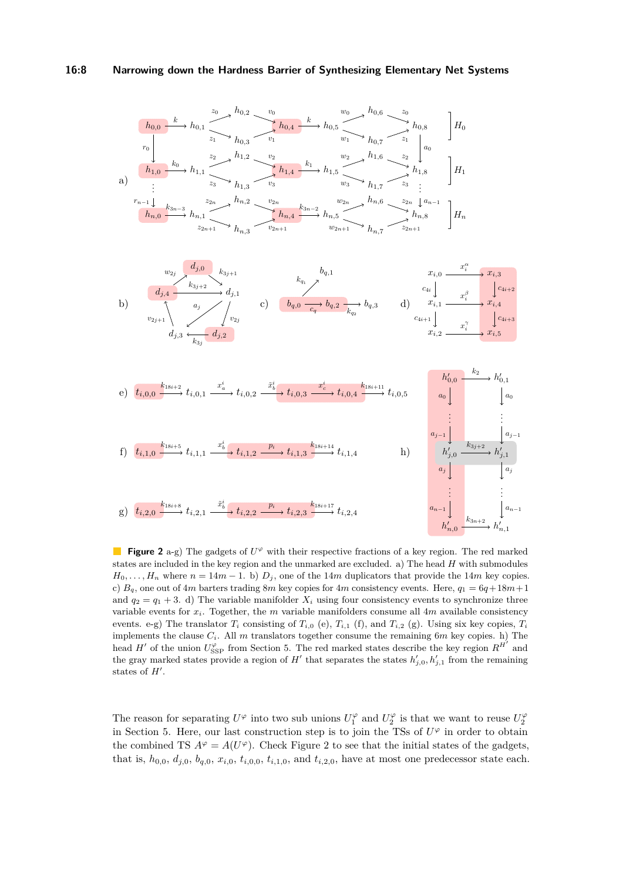a)

$h_{0,0}$ $\xrightarrow{k}$ $h_{0,1}$ $\xrightarrow{z_0}$ $h_{0,2}$ $\xrightarrow{v_0}$ $h_{0,4}$ $\xrightarrow{k}$ $h_{0,5}$ $\xrightarrow{w_0}$ $h_{0,6}$ $\xrightarrow{z_0}$ $h_{0,8}$ $H_0$

$z_1$ $h_{0,3}$ $v_1$ $w_1$ $h_{0,7}$ $z_1$

$r_0$ $a_0$

$h_{1,0}$ $\xrightarrow{k_0}$ $h_{1,1}$ $\xrightarrow{z_2}$ $h_{1,2}$ $\xrightarrow{v_2}$ $h_{1,4}$ $\xrightarrow{k_1}$ $h_{1,5}$ $\xrightarrow{w_2}$ $h_{1,6}$ $\xrightarrow{z_2}$ $h_{1,8}$ $H_1$

$z_3$ $h_{1,3}$ $v_3$ $w_3$ $h_{1,7}$ $z_3$

$r_{n-1}$ $a_{n-1}$

$h_{n,0}$ $\xrightarrow{k_{3n-3}}$ $h_{n,1}$ $\xrightarrow{z_{2n}}$ $h_{n,2}$ $\xrightarrow{v_{2n}}$ $h_{n,4}$ $\xrightarrow{k_{3n-2}}$ $h_{n,5}$ $\xrightarrow{w_{2n}}$ $h_{n,6}$ $\xrightarrow{z_{2n}}$ $h_{n,8}$ $H_n$

$z_{2n+1}$ $h_{n,3}$ $v_{2n+1}$ $w_{2n+1}$ $h_{n,7}$ $z_{2n+1}$

b) $d_{j,0}$, $d_{j,1}$, $d_{j,2}$, $d_{j,3}$, $d_{j,4}$; $w_{2j}$, $k_{3j+1}$, $k_{3j+2}$, $a_j$, $v_{2j}$, $v_{2j+1}$, $k_{3j}$

c) $b_{q,0}$ $\xrightarrow{c_q}$ $b_{q,2}$ $\xrightarrow{k_{q_2}}$ $b_{q,3}$; $b_{q,0}$ $\xrightarrow{k_{q_1}}$ $b_{q,1}$

d) $x_{i,0}$ $\xrightarrow{x_i^\alpha}$ $x_{i,3}$; $x_{i,1}$ $\xrightarrow{x_i^\beta}$ $x_{i,4}$; $x_{i,2}$ $\xrightarrow{x_i^\gamma}$ $x_{i,5}$; $c_{4i}$, $c_{4i+1}$, $c_{4i+2}$, $c_{4i+3}$

e) $t_{i,0,0}$ $\xrightarrow{k_{18i+2}}$ $t_{i,0,1}$ $\xrightarrow{x_a^i}$ $t_{i,0,2}$ $\xrightarrow{\tilde{x}_b^i}$ $t_{i,0,3}$ $\xrightarrow{x_c^i}$ $t_{i,0,4}$ $\xrightarrow{k_{18i+11}}$ $t_{i,0,5}$

f) $t_{i,1,0}$ $\xrightarrow{k_{18i+5}}$ $t_{i,1,1}$ $\xrightarrow{x_b^i}$ $t_{i,1,2}$ $\xrightarrow{p_i}$ $t_{i,1,3}$ $\xrightarrow{k_{18i+14}}$ $t_{i,1,4}$

g) $t_{i,2,0}$ $\xrightarrow{k_{18i+8}}$ $t_{i,2,1}$ $\xrightarrow{\tilde{x}_b^i}$ $t_{i,2,2}$ $\xrightarrow{p_i}$ $t_{i,2,3}$ $\xrightarrow{k_{18i+17}}$ $t_{i,2,4}$

h) $h'_{0,0}$ $\xrightarrow{k_2}$ $h'_{0,1}$; $a_0, \dots, a_{j-1}$; $h'_{j,0}$ $\xrightarrow{k_{3j+2}}$ $h'_{j,1}$; $a_j, \dots, a_{n-1}$; $h'_{n,0}$ $\xrightarrow{k_{3n+2}}$ $h'_{n,1}$

**Figure 2** a-g) The gadgets of $U^\varphi$ with their respective fractions of a key region. The red marked states are included in the key region and the unmarked are excluded. a) The head $H$ with submodules $H_0, \dots, H_n$ where $n = 14m - 1$. b) $D_j$, one of the $14m$ duplicators that provide the $14m$ key copies. c) $B_q$, one out of $4m$ barters trading $8m$ key copies for $4m$ consistency events. Here, $q_1 = 6q + 18m + 1$ and $q_2 = q_1 + 3$. d) The variable manifolder $X_i$ using four consistency events to synchronize three variable events for $x_i$. Together, the $m$ variable manifolders consume all $4m$ available consistency events. e-g) The translator $T_i$ consisting of $T_{i,0}$ (e), $T_{i,1}$ (f), and $T_{i,2}$ (g). Using six key copies, $T_i$ implements the clause $C_i$. All $m$ translators together consume the remaining $6m$ key copies. h) The head $H'$ of the union $U^\varphi_{\text{SSP}}$ from Section 5. The red marked states describe the key region $R^{H'}$ and the gray marked states provide a region of $H'$ that separates the states $h'_{j,0}, h'_{j,1}$ from the remaining states of $H'$.

The reason for separating $U^\varphi$ into two sub unions $U^\varphi_1$ and $U^\varphi_2$ is that we want to reuse $U^\varphi_2$ in Section 5. Here, our last construction step is to join the TSs of $U^\varphi$ in order to obtain the combined TS $A^\varphi = A(U^\varphi)$. Check Figure 2 to see that the initial states of the gadgets, that is, $h_{0,0}$, $d_{j,0}$, $b_{q,0}$, $x_{i,0}$, $t_{i,0,0}$, $t_{i,1,0}$, and $t_{i,2,0}$, have at most one predecessor state each.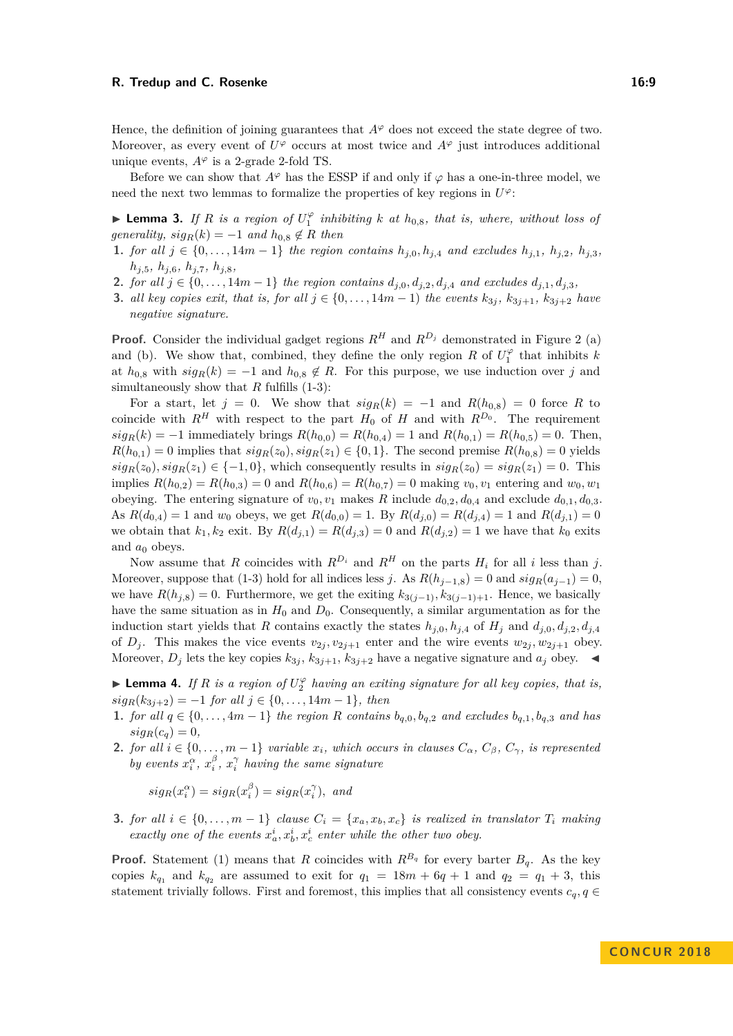Hence, the definition of joining guarantees that $A^\varphi$ does not exceed the state degree of two. Moreover, as every event of $U^\varphi$ occurs at most twice and $A^\varphi$ just introduces additional unique events, $A^\varphi$ is a 2-grade 2-fold TS.

Before we can show that $A^\varphi$ has the ESSP if and only if $\varphi$ has a one-in-three model, we need the next two lemmas to formalize the properties of key regions in $U^\varphi$:

▶ **Lemma 3.** *If $R$ is a region of $U_1^\varphi$ inhibiting $k$ at $h_{0,8}$, that is, where, without loss of generality, $sig_R(k) = -1$ and $h_{0,8} \notin R$ then*

1. *for all $j \in \{0, \dots, 14m-1\}$ the region contains $h_{j,0}, h_{j,4}$ and excludes $h_{j,1}$, $h_{j,2}$, $h_{j,3}$, $h_{j,5}$, $h_{j,6}$, $h_{j,7}$, $h_{j,8}$,*
2. *for all $j \in \{0, \dots, 14m-1\}$ the region contains $d_{j,0}, d_{j,2}, d_{j,4}$ and excludes $d_{j,1}, d_{j,3}$,*
3. *all key copies exit, that is, for all $j \in \{0, \dots, 14m-1)$ the events $k_{3j}$, $k_{3j+1}$, $k_{3j+2}$ have negative signature.*

**Proof.** Consider the individual gadget regions $R^H$ and $R^{D_j}$ demonstrated in Figure 2 (a) and (b). We show that, combined, they define the only region $R$ of $U_1^\varphi$ that inhibits $k$ at $h_{0,8}$ with $sig_R(k) = -1$ and $h_{0,8} \notin R$. For this purpose, we use induction over $j$ and simultaneously show that $R$ fulfills (1-3):

For a start, let $j = 0$. We show that $sig_R(k) = -1$ and $R(h_{0,8}) = 0$ force $R$ to coincide with $R^H$ with respect to the part $H_0$ of $H$ and with $R^{D_0}$. The requirement $sig_R(k) = -1$ immediately brings $R(h_{0,0}) = R(h_{0,4}) = 1$ and $R(h_{0,1}) = R(h_{0,5}) = 0$. Then, $R(h_{0,1}) = 0$ implies that $sig_R(z_0), sig_R(z_1) \in \{0, 1\}$. The second premise $R(h_{0,8}) = 0$ yields $sig_R(z_0), sig_R(z_1) \in \{-1, 0\}$, which consequently results in $sig_R(z_0) = sig_R(z_1) = 0$. This implies $R(h_{0,2}) = R(h_{0,3}) = 0$ and $R(h_{0,6}) = R(h_{0,7}) = 0$ making $v_0, v_1$ entering and $w_0, w_1$ obeying. The entering signature of $v_0, v_1$ makes $R$ include $d_{0,2}, d_{0,4}$ and exclude $d_{0,1}, d_{0,3}$. As $R(d_{0,4}) = 1$ and $w_0$ obeys, we get $R(d_{0,0}) = 1$. By $R(d_{j,0}) = R(d_{j,4}) = 1$ and $R(d_{j,1}) = 0$ we obtain that $k_1, k_2$ exit. By $R(d_{j,1}) = R(d_{j,3}) = 0$ and $R(d_{j,2}) = 1$ we have that $k_0$ exits and $a_0$ obeys.

Now assume that $R$ coincides with $R^{D_i}$ and $R^H$ on the parts $H_i$ for all $i$ less than $j$. Moreover, suppose that (1-3) hold for all indices less $j$. As $R(h_{j-1,8}) = 0$ and $sig_R(a_{j-1}) = 0$, we have $R(h_{j,8}) = 0$. Furthermore, we get the exiting $k_{3(j-1)}, k_{3(j-1)+1}$. Hence, we basically have the same situation as in $H_0$ and $D_0$. Consequently, a similar argumentation as for the induction start yields that $R$ contains exactly the states $h_{j,0}, h_{j,4}$ of $H_j$ and $d_{j,0}, d_{j,2}, d_{j,4}$ of $D_j$. This makes the vice events $v_{2j}, v_{2j+1}$ enter and the wire events $w_{2j}, w_{2j+1}$ obey. Moreover, $D_j$ lets the key copies $k_{3j}$, $k_{3j+1}$, $k_{3j+2}$ have a negative signature and $a_j$ obey. ◀

▶ **Lemma 4.** *If $R$ is a region of $U_2^\varphi$ having an exiting signature for all key copies, that is, $sig_R(k_{3j+2}) = -1$ for all $j \in \{0, \dots, 14m-1\}$, then*

1. *for all $q \in \{0, \dots, 4m-1\}$ the region $R$ contains $b_{q,0}, b_{q,2}$ and excludes $b_{q,1}, b_{q,3}$ and has $sig_R(c_q) = 0$,*
2. *for all $i \in \{0, \dots, m-1\}$ variable $x_i$, which occurs in clauses $C_\alpha$, $C_\beta$, $C_\gamma$, is represented by events $x_i^\alpha$, $x_i^\beta$, $x_i^\gamma$ having the same signature*

$$sig_R(x_i^\alpha) = sig_R(x_i^\beta) = sig_R(x_i^\gamma), \text{ and}$$

3. *for all $i \in \{0, \dots, m-1\}$ clause $C_i = \{x_a, x_b, x_c\}$ is realized in translator $T_i$ making exactly one of the events $x_a^i, x_b^i, x_c^i$ enter while the other two obey.*

**Proof.** Statement (1) means that $R$ coincides with $R^{B_q}$ for every barter $B_q$. As the key copies $k_{q_1}$ and $k_{q_2}$ are assumed to exit for $q_1 = 18m + 6q + 1$ and $q_2 = q_1 + 3$, this statement trivially follows. First and foremost, this implies that all consistency events $c_q, q \in$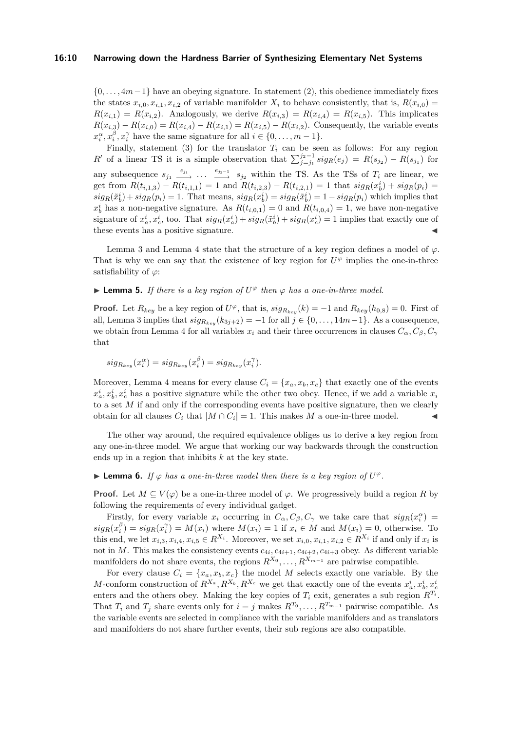$\{0,\dots,4m-1\}$ have an obeying signature. In statement (2), this obedience immediately fixes the states $x_{i,0}, x_{i,1}, x_{i,2}$ of variable manifolder $X_i$ to behave consistently, that is, $R(x_{i,0}) = R(x_{i,1}) = R(x_{i,2})$. Analogously, we derive $R(x_{i,3}) = R(x_{i,4}) = R(x_{i,5})$. This implicates $R(x_{i,3}) - R(x_{i,0}) = R(x_{i,4}) - R(x_{i,1}) = R(x_{i,5}) - R(x_{i,2})$. Consequently, the variable events $x_i^\alpha, x_i^\beta, x_i^\gamma$ have the same signature for all $i \in \{0,\dots,m-1\}$.

Finally, statement (3) for the translator $T_i$ can be seen as follows: For any region $R'$ of a linear TS it is a simple observation that $\sum_{j=j_1}^{j_2-1} sig_R(e_j) = R(s_{j_2}) - R(s_{j_1})$ for any subsequence $s_{j_1} \xrightarrow{e_{j_1}} \dots \xrightarrow{e_{j_2-1}} s_{j_2}$ within the TS. As the TSs of $T_i$ are linear, we get from $R(t_{i,1,3}) - R(t_{i,1,1}) = 1$ and $R(t_{i,2,3}) - R(t_{i,2,1}) = 1$ that $sig_R(x_b^i) + sig_R(p_i) = sig_R(\tilde{x}_b^i) + sig_R(p_i) = 1$. That means, $sig_R(x_b^i) = sig_R(\tilde{x}_b^i) = 1 - sig_R(p_i)$ which implies that $x_b^i$ has a non-negative signature. As $R(t_{i,0,1}) = 0$ and $R(t_{i,0,4}) = 1$, we have non-negative signature of $x_a^i, x_c^i$, too. That $sig_R(x_a^i) + sig_R(\tilde{x}_b^i) + sig_R(x_c^i) = 1$ implies that exactly one of these events has a positive signature. ◀

Lemma 3 and Lemma 4 state that the structure of a key region defines a model of $\varphi$. That is why we can say that the existence of key region for $U^\varphi$ implies the one-in-three satisfiability of $\varphi$:

▶ **Lemma 5.** *If there is a key region of $U^\varphi$ then $\varphi$ has a one-in-three model.*

**Proof.** Let $R_{key}$ be a key region of $U^\varphi$, that is, $sig_{R_{key}}(k) = -1$ and $R_{key}(h_{0,8}) = 0$. First of all, Lemma 3 implies that $sig_{R_{key}}(k_{3j+2}) = -1$ for all $j \in \{0,\dots,14m-1\}$. As a consequence, we obtain from Lemma 4 for all variables $x_i$ and their three occurrences in clauses $C_\alpha, C_\beta, C_\gamma$ that

$$sig_{R_{key}}(x_i^\alpha) = sig_{R_{key}}(x_i^\beta) = sig_{R_{key}}(x_i^\gamma).$$

Moreover, Lemma 4 means for every clause $C_i = \{x_a, x_b, x_c\}$ that exactly one of the events $x_a^i, x_b^i, x_c^i$ has a positive signature while the other two obey. Hence, if we add a variable $x_i$ to a set $M$ if and only if the corresponding events have positive signature, then we clearly obtain for all clauses $C_i$ that $|M \cap C_i| = 1$. This makes $M$ a one-in-three model. ◀

The other way around, the required equivalence obliges us to derive a key region from any one-in-three model. We argue that working our way backwards through the construction ends up in a region that inhibits $k$ at the key state.

▶ **Lemma 6.** *If $\varphi$ has a one-in-three model then there is a key region of $U^\varphi$.*

**Proof.** Let $M \subseteq V(\varphi)$ be a one-in-three model of $\varphi$. We progressively build a region $R$ by following the requirements of every individual gadget.

Firstly, for every variable $x_i$ occurring in $C_\alpha, C_\beta, C_\gamma$ we take care that $sig_R(x_i^\alpha) = sig_R(x_i^\beta) = sig_R(x_i^\gamma) = M(x_i)$ where $M(x_i) = 1$ if $x_i \in M$ and $M(x_i) = 0$, otherwise. To this end, we let $x_{i,3}, x_{i,4}, x_{i,5} \in R^{X_i}$. Moreover, we set $x_{i,0}, x_{i,1}, x_{i,2} \in R^{X_i}$ if and only if $x_i$ is not in $M$. This makes the consistency events $c_{4i}, c_{4i+1}, c_{4i+2}, c_{4i+3}$ obey. As different variable manifolders do not share events, the regions $R^{X_0}, \dots, R^{X_{m-1}}$ are pairwise compatible.

For every clause $C_i = \{x_a, x_b, x_c\}$ the model $M$ selects exactly one variable. By the $M$-conform construction of $R^{X_a}, R^{X_b}, R^{X_c}$ we get that exactly one of the events $x_a^i, x_b^i, x_c^i$ enters and the others obey. Making the key copies of $T_i$ exit, generates a sub region $R^{T_i}$. That $T_i$ and $T_j$ share events only for $i = j$ makes $R^{T_0}, \dots, R^{T_{m-1}}$ pairwise compatible. As the variable events are selected in compliance with the variable manifolders and as translators and manifolders do not share further events, their sub regions are also compatible.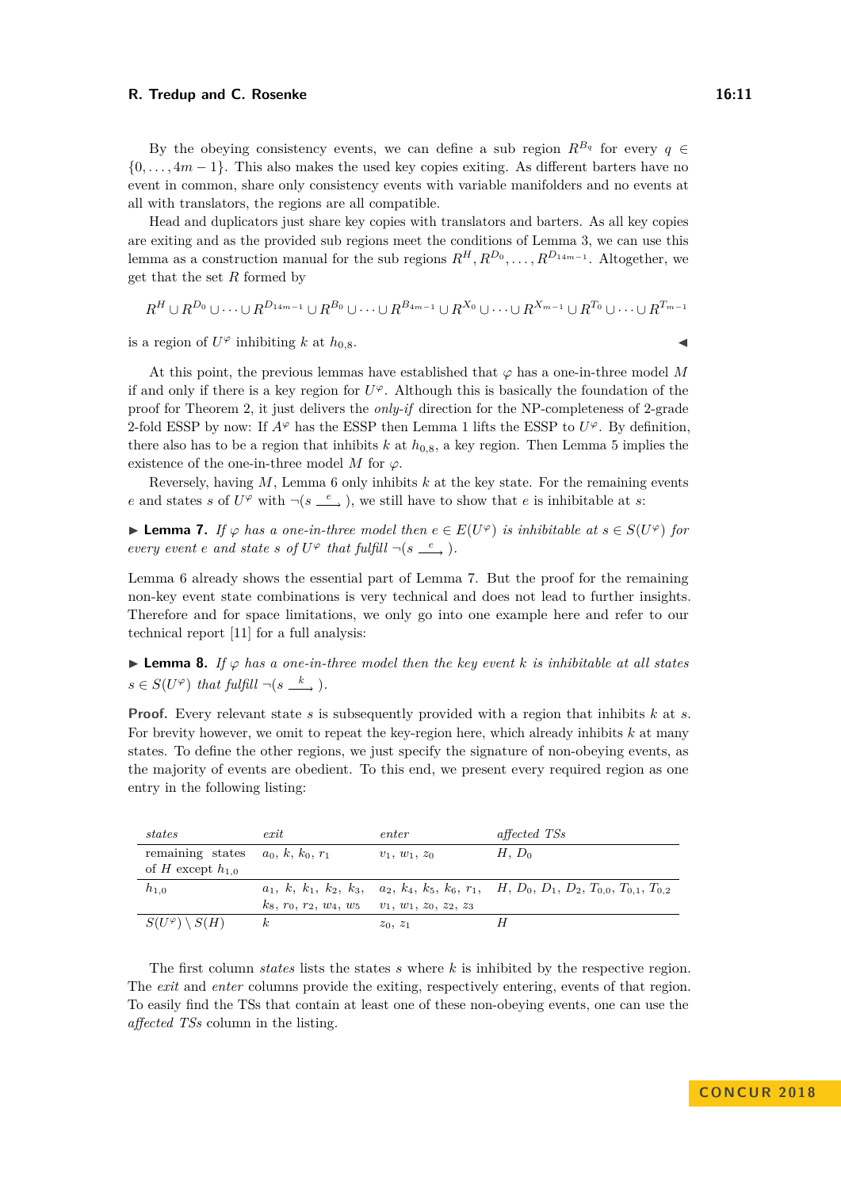By the obeying consistency events, we can define a sub region $R^{B_q}$ for every $q \in \{0, \dots, 4m-1\}$. This also makes the used key copies exiting. As different barters have no event in common, share only consistency events with variable manifolders and no events at all with translators, the regions are all compatible.

Head and duplicators just share key copies with translators and barters. As all key copies are exiting and as the provided sub regions meet the conditions of Lemma 3, we can use this lemma as a construction manual for the sub regions $R^H, R^{D_0}, \dots, R^{D_{14m-1}}$. Altogether, we get that the set $R$ formed by

$$R^H \cup R^{D_0} \cup \dots \cup R^{D_{14m-1}} \cup R^{B_0} \cup \dots \cup R^{B_{4m-1}} \cup R^{X_0} \cup \dots \cup R^{X_{m-1}} \cup R^{T_0} \cup \dots \cup R^{T_{m-1}}$$

is a region of $U^\varphi$ inhibiting $k$ at $h_{0,8}$. ◀

At this point, the previous lemmas have established that $\varphi$ has a one-in-three model $M$ if and only if there is a key region for $U^\varphi$. Although this is basically the foundation of the proof for Theorem 2, it just delivers the *only-if* direction for the NP-completeness of 2-grade 2-fold ESSP by now: If $A^\varphi$ has the ESSP then Lemma 1 lifts the ESSP to $U^\varphi$. By definition, there also has to be a region that inhibits $k$ at $h_{0,8}$, a key region. Then Lemma 5 implies the existence of the one-in-three model $M$ for $\varphi$.

Reversely, having $M$, Lemma 6 only inhibits $k$ at the key state. For the remaining events $e$ and states $s$ of $U^\varphi$ with $\neg(s \xrightarrow{e})$, we still have to show that $e$ is inhibitable at $s$:

▶ **Lemma 7.** *If $\varphi$ has a one-in-three model then $e \in E(U^\varphi)$ is inhibitable at $s \in S(U^\varphi)$ for every event $e$ and state $s$ of $U^\varphi$ that fulfill $\neg(s \xrightarrow{e})$.*

Lemma 6 already shows the essential part of Lemma 7. But the proof for the remaining non-key event state combinations is very technical and does not lead to further insights. Therefore and for space limitations, we only go into one example here and refer to our technical report [11] for a full analysis:

▶ **Lemma 8.** *If $\varphi$ has a one-in-three model then the key event $k$ is inhibitable at all states $s \in S(U^\varphi)$ that fulfill $\neg(s \xrightarrow{k})$.*

**Proof.** Every relevant state $s$ is subsequently provided with a region that inhibits $k$ at $s$. For brevity however, we omit to repeat the key-region here, which already inhibits $k$ at many states. To define the other regions, we just specify the signature of non-obeying events, as the majority of events are obedient. To this end, we present every required region as one entry in the following listing:

| *states* | *exit* | *enter* | *affected TSs* |
|---|---|---|---|
| remaining states of $H$ except $h_{1,0}$ | $a_0$, $k$, $k_0$, $r_1$ | $v_1$, $w_1$, $z_0$ | $H$, $D_0$ |
| $h_{1,0}$ | $a_1$, $k$, $k_1$, $k_2$, $k_3$, $k_8$, $r_0$, $r_2$, $w_4$, $w_5$ | $a_2$, $k_4$, $k_5$, $k_6$, $r_1$, $v_1$, $w_1$, $z_0$, $z_2$, $z_3$ | $H$, $D_0$, $D_1$, $D_2$, $T_{0,0}$, $T_{0,1}$, $T_{0,2}$ |
| $S(U^\varphi) \setminus S(H)$ | $k$ | $z_0$, $z_1$ | $H$ |

The first column *states* lists the states $s$ where $k$ is inhibited by the respective region. The *exit* and *enter* columns provide the exiting, respectively entering, events of that region. To easily find the TSs that contain at least one of these non-obeying events, one can use the *affected TSs* column in the listing.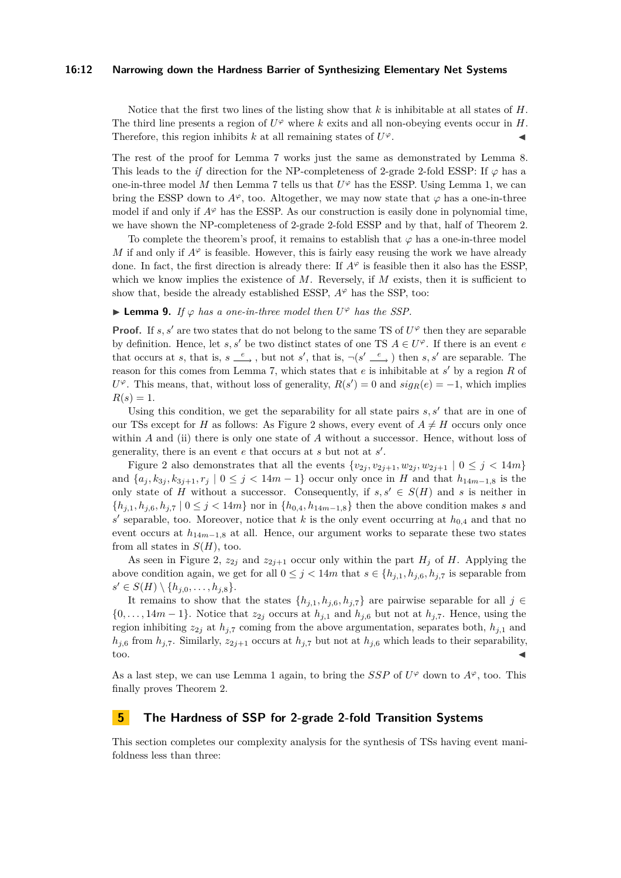Notice that the first two lines of the listing show that $k$ is inhibitable at all states of $H$. The third line presents a region of $U^\varphi$ where $k$ exits and all non-obeying events occur in $H$. Therefore, this region inhibits $k$ at all remaining states of $U^\varphi$. ◀

The rest of the proof for Lemma 7 works just the same as demonstrated by Lemma 8. This leads to the *if* direction for the NP-completeness of 2-grade 2-fold ESSP: If $\varphi$ has a one-in-three model $M$ then Lemma 7 tells us that $U^\varphi$ has the ESSP. Using Lemma 1, we can bring the ESSP down to $A^\varphi$, too. Altogether, we may now state that $\varphi$ has a one-in-three model if and only if $A^\varphi$ has the ESSP. As our construction is easily done in polynomial time, we have shown the NP-completeness of 2-grade 2-fold ESSP and by that, half of Theorem 2.

To complete the theorem's proof, it remains to establish that $\varphi$ has a one-in-three model $M$ if and only if $A^\varphi$ is feasible. However, this is fairly easy reusing the work we have already done. In fact, the first direction is already there: If $A^\varphi$ is feasible then it also has the ESSP, which we know implies the existence of $M$. Reversely, if $M$ exists, then it is sufficient to show that, beside the already established ESSP, $A^\varphi$ has the SSP, too:

▶ **Lemma 9.** *If $\varphi$ has a one-in-three model then $U^\varphi$ has the SSP.*

**Proof.** If $s, s'$ are two states that do not belong to the same TS of $U^\varphi$ then they are separable by definition. Hence, let $s, s'$ be two distinct states of one TS $A \in U^\varphi$. If there is an event $e$ that occurs at $s$, that is, $s \xrightarrow{e}$, but not $s'$, that is, $\neg(s' \xrightarrow{e})$ then $s, s'$ are separable. The reason for this comes from Lemma 7, which states that $e$ is inhibitable at $s'$ by a region $R$ of $U^\varphi$. This means, that, without loss of generality, $R(s') = 0$ and $sig_R(e) = -1$, which implies $R(s) = 1$.

Using this condition, we get the separability for all state pairs $s, s'$ that are in one of our TSs except for $H$ as follows: As Figure 2 shows, every event of $A \neq H$ occurs only once within $A$ and (ii) there is only one state of $A$ without a successor. Hence, without loss of generality, there is an event $e$ that occurs at $s$ but not at $s'$.

Figure 2 also demonstrates that all the events $\{v_{2j}, v_{2j+1}, w_{2j}, w_{2j+1} \mid 0 \leq j < 14m\}$ and $\{a_j, k_{3j}, k_{3j+1}, r_j \mid 0 \leq j < 14m-1\}$ occur only once in $H$ and that $h_{14m-1,8}$ is the only state of $H$ without a successor. Consequently, if $s, s' \in S(H)$ and $s$ is neither in $\{h_{j,1}, h_{j,6}, h_{j,7} \mid 0 \leq j < 14m\}$ nor in $\{h_{0,4}, h_{14m-1,8}\}$ then the above condition makes $s$ and $s'$ separable, too. Moreover, notice that $k$ is the only event occurring at $h_{0,4}$ and that no event occurs at $h_{14m-1,8}$ at all. Hence, our argument works to separate these two states from all states in $S(H)$, too.

As seen in Figure 2, $z_{2j}$ and $z_{2j+1}$ occur only within the part $H_j$ of $H$. Applying the above condition again, we get for all $0 \leq j < 14m$ that $s \in \{h_{j,1}, h_{j,6}, h_{j,7}$ is separable from $s' \in S(H) \setminus \{h_{j,0}, \ldots, h_{j,8}\}$.

It remains to show that the states $\{h_{j,1}, h_{j,6}, h_{j,7}\}$ are pairwise separable for all $j \in \{0, \ldots, 14m-1\}$. Notice that $z_{2j}$ occurs at $h_{j,1}$ and $h_{j,6}$ but not at $h_{j,7}$. Hence, using the region inhibiting $z_{2j}$ at $h_{j,7}$ coming from the above argumentation, separates both, $h_{j,1}$ and $h_{j,6}$ from $h_{j,7}$. Similarly, $z_{2j+1}$ occurs at $h_{j,7}$ but not at $h_{j,6}$ which leads to their separability, too. ◀

As a last step, we can use Lemma 1 again, to bring the *SSP* of $U^\varphi$ down to $A^\varphi$, too. This finally proves Theorem 2.

## 5 The Hardness of SSP for 2-grade 2-fold Transition Systems

This section completes our complexity analysis for the synthesis of TSs having event manifoldness less than three: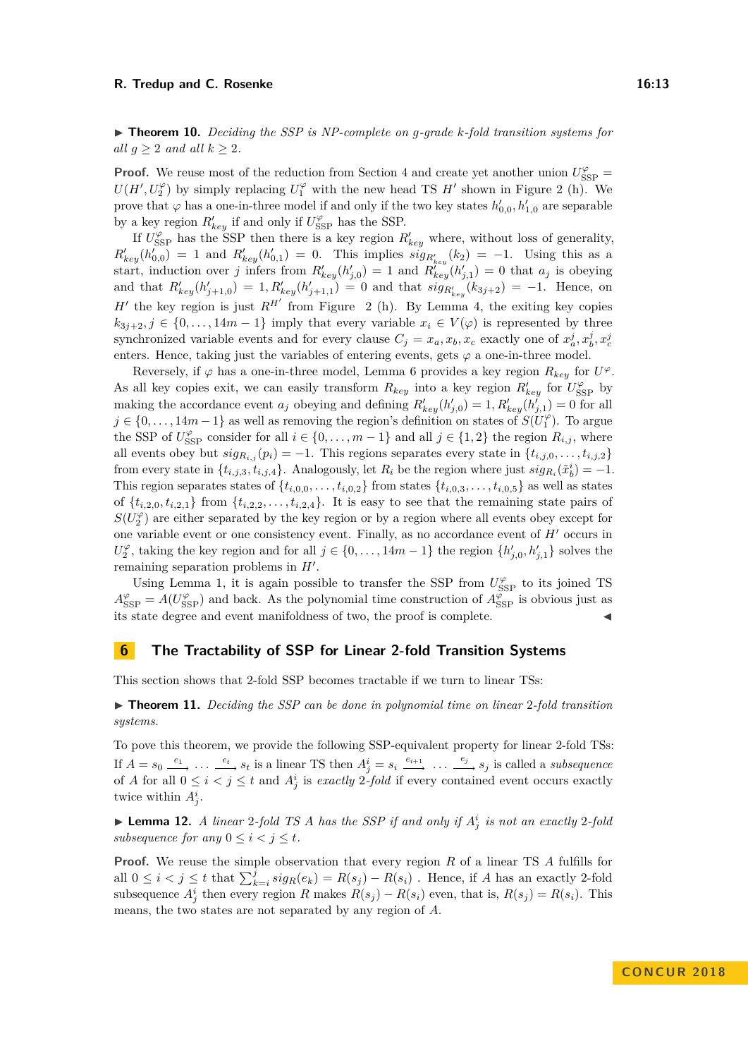▶ **Theorem 10.** *Deciding the SSP is NP-complete on $g$-grade $k$-fold transition systems for all $g \geq 2$ and all $k \geq 2$.*

**Proof.** We reuse most of the reduction from Section 4 and create yet another union $U^{\varphi}_{\text{SSP}} = U(H', U^{\varphi}_2)$ by simply replacing $U^{\varphi}_1$ with the new head TS $H'$ shown in Figure 2 (h). We prove that $\varphi$ has a one-in-three model if and only if the two key states $h'_{0,0}, h'_{1,0}$ are separable by a key region $R'_{key}$ if and only if $U^{\varphi}_{\text{SSP}}$ has the SSP.

If $U^{\varphi}_{\text{SSP}}$ has the SSP then there is a key region $R'_{key}$ where, without loss of generality, $R'_{key}(h'_{0,0}) = 1$ and $R'_{key}(h'_{0,1}) = 0$. This implies $sig_{R'_{key}}(k_2) = -1$. Using this as a start, induction over $j$ infers from $R'_{key}(h'_{j,0}) = 1$ and $R'_{key}(h'_{j,1}) = 0$ that $a_j$ is obeying and that $R'_{key}(h'_{j+1,0}) = 1, R'_{key}(h'_{j+1,1}) = 0$ and that $sig_{R'_{key}}(k_{3j+2}) = -1$. Hence, on $H'$ the key region is just $R^{H'}$ from Figure 2 (h). By Lemma 4, the exiting key copies $k_{3j+2}, j \in \{0, \dots, 14m-1\}$ imply that every variable $x_i \in V(\varphi)$ is represented by three synchronized variable events and for every clause $C_j = x_a, x_b, x_c$ exactly one of $x^j_a, x^j_b, x^j_c$ enters. Hence, taking just the variables of entering events, gets $\varphi$ a one-in-three model.

Reversely, if $\varphi$ has a one-in-three model, Lemma 6 provides a key region $R_{key}$ for $U^{\varphi}$. As all key copies exit, we can easily transform $R_{key}$ into a key region $R'_{key}$ for $U^{\varphi}_{\text{SSP}}$ by making the accordance event $a_j$ obeying and defining $R'_{key}(h'_{j,0}) = 1, R'_{key}(h'_{j,1}) = 0$ for all $j \in \{0, \dots, 14m-1\}$ as well as removing the region's definition on states of $S(U^{\varphi}_1)$. To argue the SSP of $U^{\varphi}_{\text{SSP}}$ consider for all $i \in \{0, \dots, m-1\}$ and all $j \in \{1, 2\}$ the region $R_{i,j}$, where all events obey but $sig_{R_{i,j}}(p_i) = -1$. This regions separates every state in $\{t_{i,j,0}, \dots, t_{i,j,2}\}$ from every state in $\{t_{i,j,3}, t_{i,j,4}\}$. Analogously, let $R_i$ be the region where just $sig_{R_i}(\tilde{x}^i_b) = -1$. This region separates states of $\{t_{i,0,0}, \dots, t_{i,0,2}\}$ from states $\{t_{i,0,3}, \dots, t_{i,0,5}\}$ as well as states of $\{t_{i,2,0}, t_{i,2,1}\}$ from $\{t_{i,2,2}, \dots, t_{i,2,4}\}$. It is easy to see that the remaining state pairs of $S(U^{\varphi}_2)$ are either separated by the key region or by a region where all events obey except for one variable event or one consistency event. Finally, as no accordance event of $H'$ occurs in $U^{\varphi}_2$, taking the key region and for all $j \in \{0, \dots, 14m-1\}$ the region $\{h'_{j,0}, h'_{j,1}\}$ solves the remaining separation problems in $H'$.

Using Lemma 1, it is again possible to transfer the SSP from $U^{\varphi}_{\text{SSP}}$ to its joined TS $A^{\varphi}_{\text{SSP}} = A(U^{\varphi}_{\text{SSP}})$ and back. As the polynomial time construction of $A^{\varphi}_{\text{SSP}}$ is obvious just as its state degree and event manifoldness of two, the proof is complete. ◀

## 6 The Tractability of SSP for Linear 2-fold Transition Systems

This section shows that 2-fold SSP becomes tractable if we turn to linear TSs:

▶ **Theorem 11.** *Deciding the SSP can be done in polynomial time on linear 2-fold transition systems.*

To pove this theorem, we provide the following SSP-equivalent property for linear 2-fold TSs: If $A = s_0 \xrightarrow{e_1} \dots \xrightarrow{e_t} s_t$ is a linear TS then $A^i_j = s_i \xrightarrow{e_{i+1}} \dots \xrightarrow{e_j} s_j$ is called a *subsequence* of $A$ for all $0 \leq i < j \leq t$ and $A^i_j$ is *exactly* 2*-fold* if every contained event occurs exactly twice within $A^i_j$.

▶ **Lemma 12.** *A linear 2-fold TS $A$ has the SSP if and only if $A^i_j$ is not an exactly 2-fold subsequence for any $0 \leq i < j \leq t$.*

**Proof.** We reuse the simple observation that every region $R$ of a linear TS $A$ fulfills for all $0 \leq i < j \leq t$ that $\sum_{k=i}^{j} sig_R(e_k) = R(s_j) - R(s_i)$ . Hence, if $A$ has an exactly 2-fold subsequence $A^i_j$ then every region $R$ makes $R(s_j) - R(s_i)$ even, that is, $R(s_j) = R(s_i)$. This means, the two states are not separated by any region of $A$.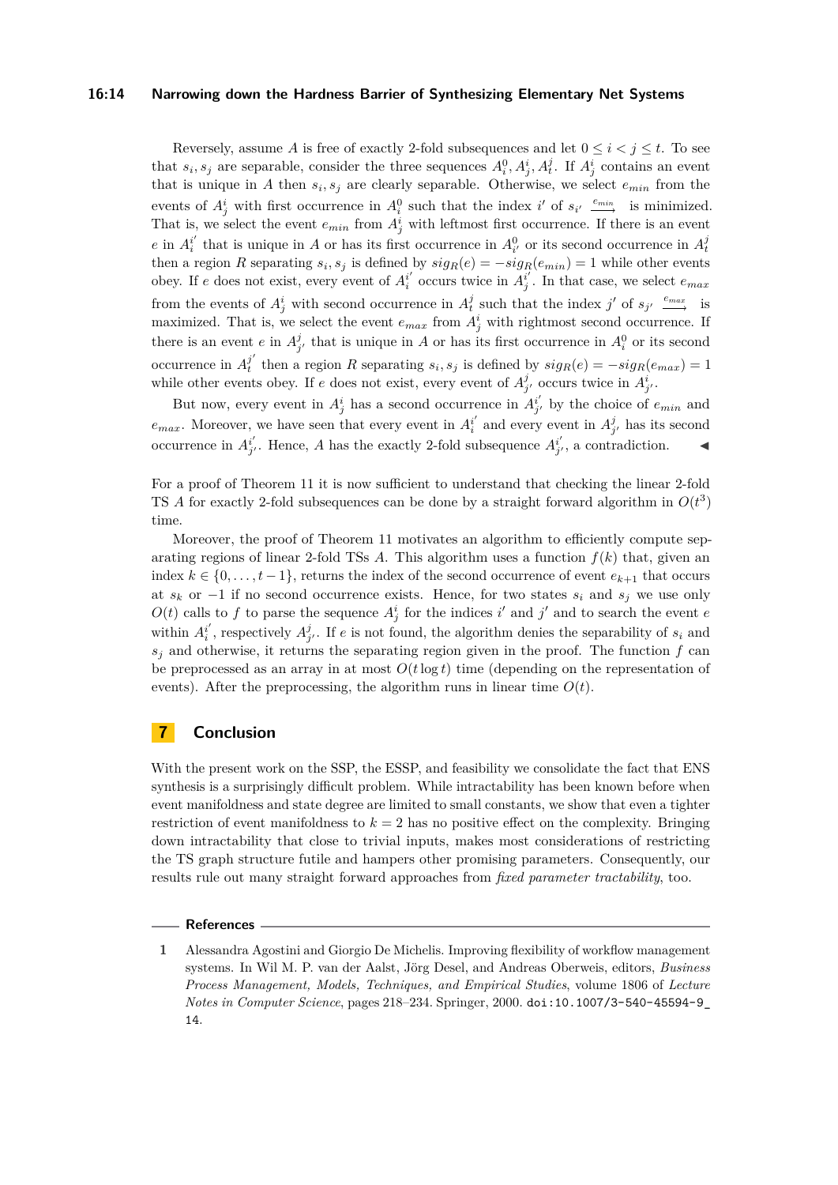Reversely, assume $A$ is free of exactly 2-fold subsequences and let $0 \leq i < j \leq t$. To see that $s_i, s_j$ are separable, consider the three sequences $A_i^0, A_j^i, A_t^j$. If $A_j^i$ contains an event that is unique in $A$ then $s_i, s_j$ are clearly separable. Otherwise, we select $e_{min}$ from the events of $A_j^i$ with first occurrence in $A_i^0$ such that the index $i'$ of $s_{i'} \xrightarrow{e_{min}}$ is minimized. That is, we select the event $e_{min}$ from $A_j^i$ with leftmost first occurrence. If there is an event $e$ in $A_i^{i'}$ that is unique in $A$ or has its first occurrence in $A_{i'}^0$ or its second occurrence in $A_t^j$ then a region $R$ separating $s_i, s_j$ is defined by $sig_R(e) = -sig_R(e_{min}) = 1$ while other events obey. If $e$ does not exist, every event of $A_i^{i'}$ occurs twice in $A_j^{i'}$. In that case, we select $e_{max}$ from the events of $A_j^i$ with second occurrence in $A_t^j$ such that the index $j'$ of $s_{j'} \xrightarrow{e_{max}}$ is maximized. That is, we select the event $e_{max}$ from $A_j^i$ with rightmost second occurrence. If there is an event $e$ in $A_{j'}^j$ that is unique in $A$ or has its first occurrence in $A_i^0$ or its second occurrence in $A_t^{j'}$ then a region $R$ separating $s_i, s_j$ is defined by $sig_R(e) = -sig_R(e_{max}) = 1$ while other events obey. If $e$ does not exist, every event of $A_{j'}^j$ occurs twice in $A_{j'}^i$.

But now, every event in $A_j^i$ has a second occurrence in $A_{j'}^{i'}$ by the choice of $e_{min}$ and $e_{max}$. Moreover, we have seen that every event in $A_i^{i'}$ and every event in $A_{j'}^j$ has its second occurrence in $A_{j'}^{i'}$. Hence, $A$ has the exactly 2-fold subsequence $A_{j'}^{i'}$, a contradiction. ◀

For a proof of Theorem 11 it is now sufficient to understand that checking the linear 2-fold TS $A$ for exactly 2-fold subsequences can be done by a straight forward algorithm in $O(t^3)$ time.

Moreover, the proof of Theorem 11 motivates an algorithm to efficiently compute separating regions of linear 2-fold TSs $A$. This algorithm uses a function $f(k)$ that, given an index $k \in \{0, \dots, t-1\}$, returns the index of the second occurrence of event $e_{k+1}$ that occurs at $s_k$ or $-1$ if no second occurrence exists. Hence, for two states $s_i$ and $s_j$ we use only $O(t)$ calls to $f$ to parse the sequence $A_j^i$ for the indices $i'$ and $j'$ and to search the event $e$ within $A_i^{i'}$, respectively $A_{j'}^j$. If $e$ is not found, the algorithm denies the separability of $s_i$ and $s_j$ and otherwise, it returns the separating region given in the proof. The function $f$ can be preprocessed as an array in at most $O(t \log t)$ time (depending on the representation of events). After the preprocessing, the algorithm runs in linear time $O(t)$.

## 7 Conclusion

With the present work on the SSP, the ESSP, and feasibility we consolidate the fact that ENS synthesis is a surprisingly difficult problem. While intractability has been known before when event manifoldness and state degree are limited to small constants, we show that even a tighter restriction of event manifoldness to $k = 2$ has no positive effect on the complexity. Bringing down intractability that close to trivial inputs, makes most considerations of restricting the TS graph structure futile and hampers other promising parameters. Consequently, our results rule out many straight forward approaches from *fixed parameter tractability*, too.

### References

1. Alessandra Agostini and Giorgio De Michelis. Improving flexibility of workflow management systems. In Wil M. P. van der Aalst, Jörg Desel, and Andreas Oberweis, editors, *Business Process Management, Models, Techniques, and Empirical Studies*, volume 1806 of *Lecture Notes in Computer Science*, pages 218–234. Springer, 2000. doi:10.1007/3-540-45594-9_14.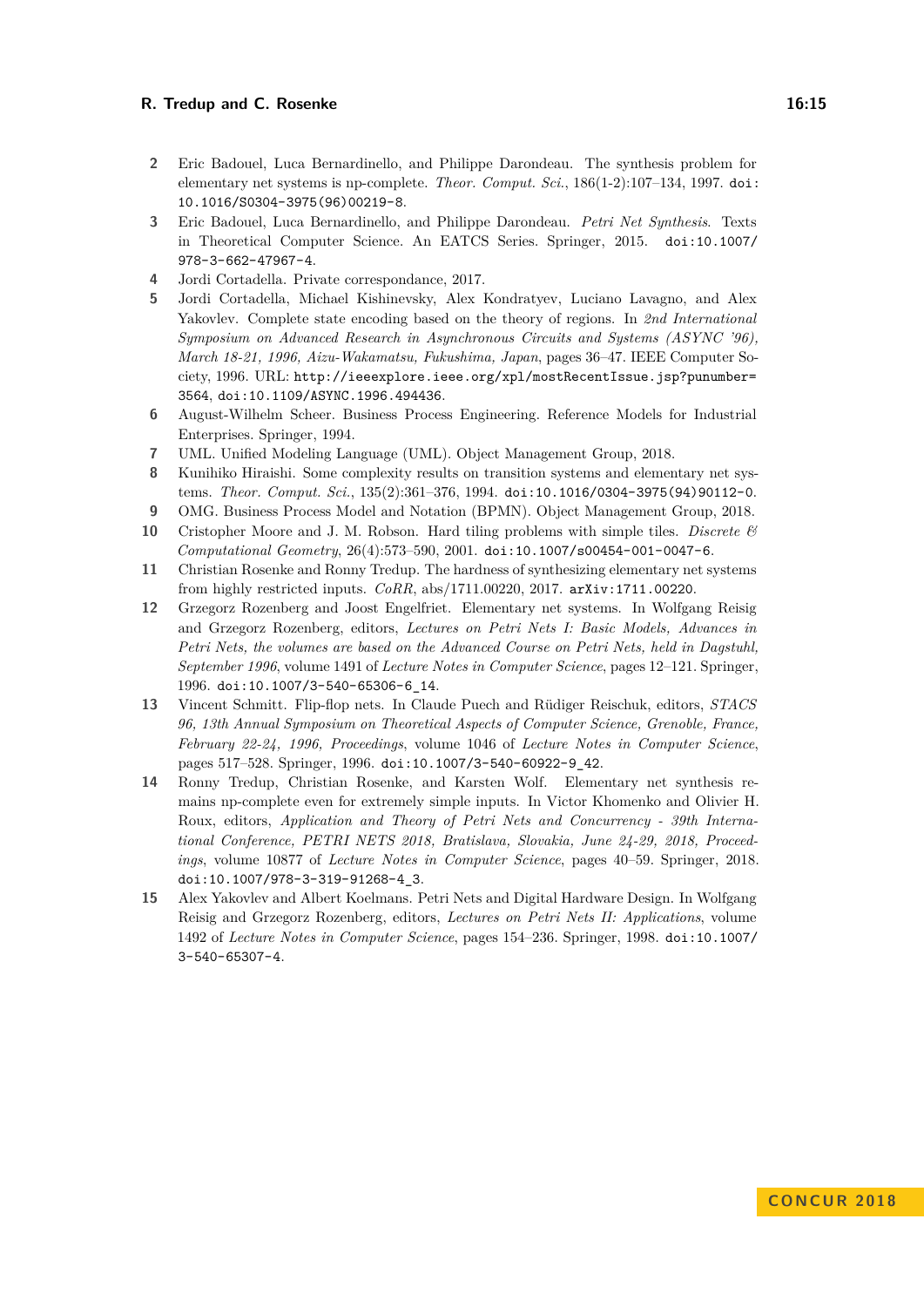2. Eric Badouel, Luca Bernardinello, and Philippe Darondeau. The synthesis problem for elementary net systems is np-complete. *Theor. Comput. Sci.*, 186(1-2):107–134, 1997. doi:10.1016/S0304-3975(96)00219-8.
3. Eric Badouel, Luca Bernardinello, and Philippe Darondeau. *Petri Net Synthesis*. Texts in Theoretical Computer Science. An EATCS Series. Springer, 2015. doi:10.1007/978-3-662-47967-4.
4. Jordi Cortadella. Private correspondance, 2017.
5. Jordi Cortadella, Michael Kishinevsky, Alex Kondratyev, Luciano Lavagno, and Alex Yakovlev. Complete state encoding based on the theory of regions. In *2nd International Symposium on Advanced Research in Asynchronous Circuits and Systems (ASYNC '96), March 18-21, 1996, Aizu-Wakamatsu, Fukushima, Japan*, pages 36–47. IEEE Computer Society, 1996. URL: http://ieeexplore.ieee.org/xpl/mostRecentIssue.jsp?punumber=3564, doi:10.1109/ASYNC.1996.494436.
6. August-Wilhelm Scheer. Business Process Engineering. Reference Models for Industrial Enterprises. Springer, 1994.
7. UML. Unified Modeling Language (UML). Object Management Group, 2018.
8. Kunihiko Hiraishi. Some complexity results on transition systems and elementary net systems. *Theor. Comput. Sci.*, 135(2):361–376, 1994. doi:10.1016/0304-3975(94)90112-0.
9. OMG. Business Process Model and Notation (BPMN). Object Management Group, 2018.
10. Cristopher Moore and J. M. Robson. Hard tiling problems with simple tiles. *Discrete & Computational Geometry*, 26(4):573–590, 2001. doi:10.1007/s00454-001-0047-6.
11. Christian Rosenke and Ronny Tredup. The hardness of synthesizing elementary net systems from highly restricted inputs. *CoRR*, abs/1711.00220, 2017. arXiv:1711.00220.
12. Grzegorz Rozenberg and Joost Engelfriet. Elementary net systems. In Wolfgang Reisig and Grzegorz Rozenberg, editors, *Lectures on Petri Nets I: Basic Models, Advances in Petri Nets, the volumes are based on the Advanced Course on Petri Nets, held in Dagstuhl, September 1996*, volume 1491 of *Lecture Notes in Computer Science*, pages 12–121. Springer, 1996. doi:10.1007/3-540-65306-6_14.
13. Vincent Schmitt. Flip-flop nets. In Claude Puech and Rüdiger Reischuk, editors, *STACS 96, 13th Annual Symposium on Theoretical Aspects of Computer Science, Grenoble, France, February 22-24, 1996, Proceedings*, volume 1046 of *Lecture Notes in Computer Science*, pages 517–528. Springer, 1996. doi:10.1007/3-540-60922-9_42.
14. Ronny Tredup, Christian Rosenke, and Karsten Wolf. Elementary net synthesis remains np-complete even for extremely simple inputs. In Victor Khomenko and Olivier H. Roux, editors, *Application and Theory of Petri Nets and Concurrency - 39th International Conference, PETRI NETS 2018, Bratislava, Slovakia, June 24-29, 2018, Proceedings*, volume 10877 of *Lecture Notes in Computer Science*, pages 40–59. Springer, 2018. doi:10.1007/978-3-319-91268-4_3.
15. Alex Yakovlev and Albert Koelmans. Petri Nets and Digital Hardware Design. In Wolfgang Reisig and Grzegorz Rozenberg, editors, *Lectures on Petri Nets II: Applications*, volume 1492 of *Lecture Notes in Computer Science*, pages 154–236. Springer, 1998. doi:10.1007/3-540-65307-4.